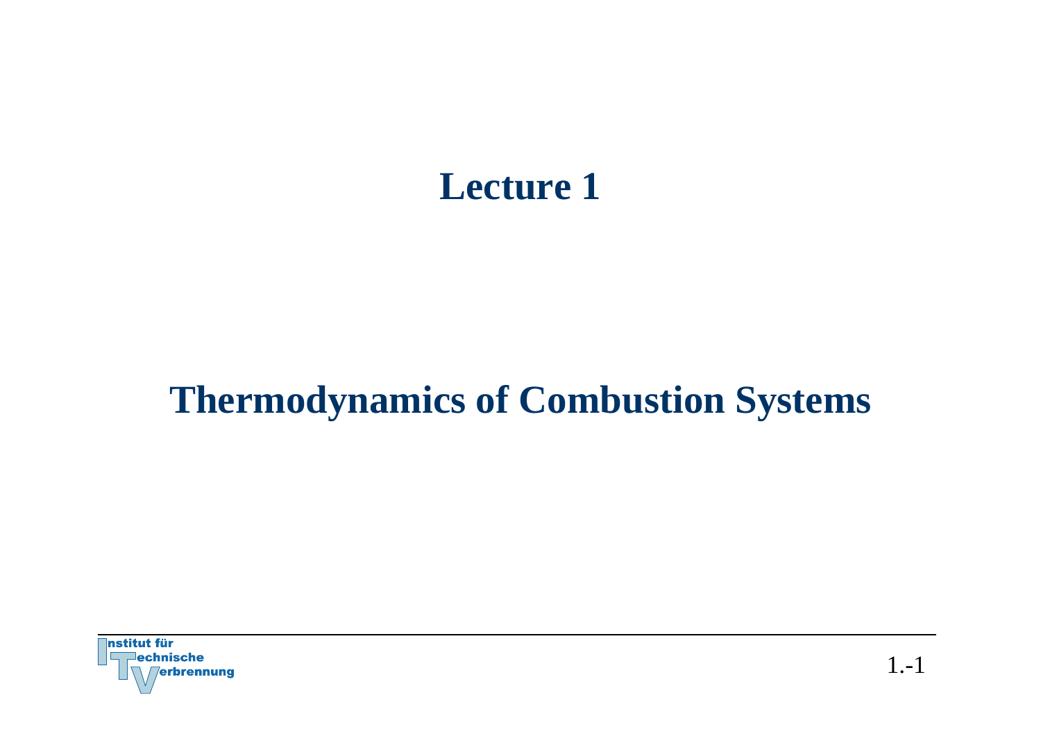# Lecture 1

# Thermodynamics of Combustion Systems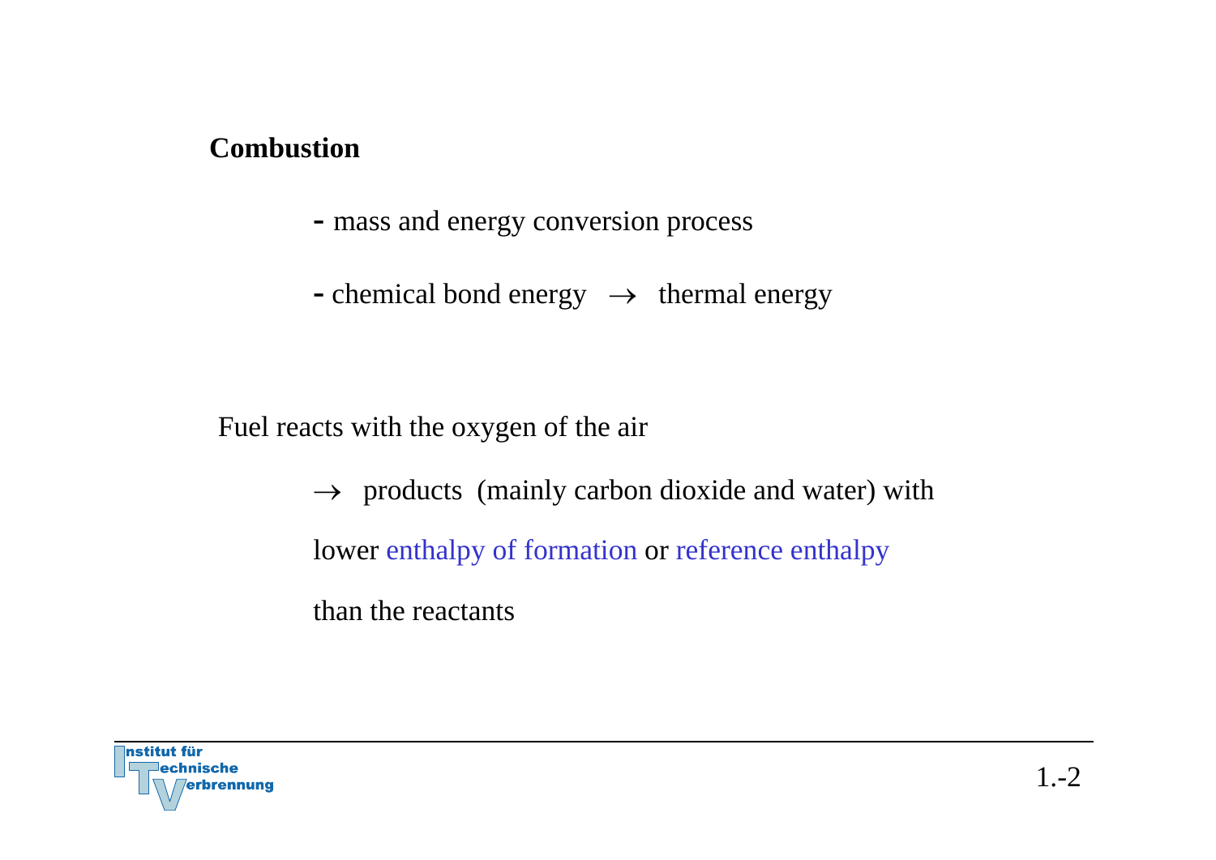**Combustion**

- mass and energy conversion process
- chemical bond energy $\rightarrow$ thermal energy

Fuel reacts with the oxygen of the air

$\rightarrow$ products (mainly carbon dioxide and water) with lower enthalpy of formation or reference enthalpy than the reactants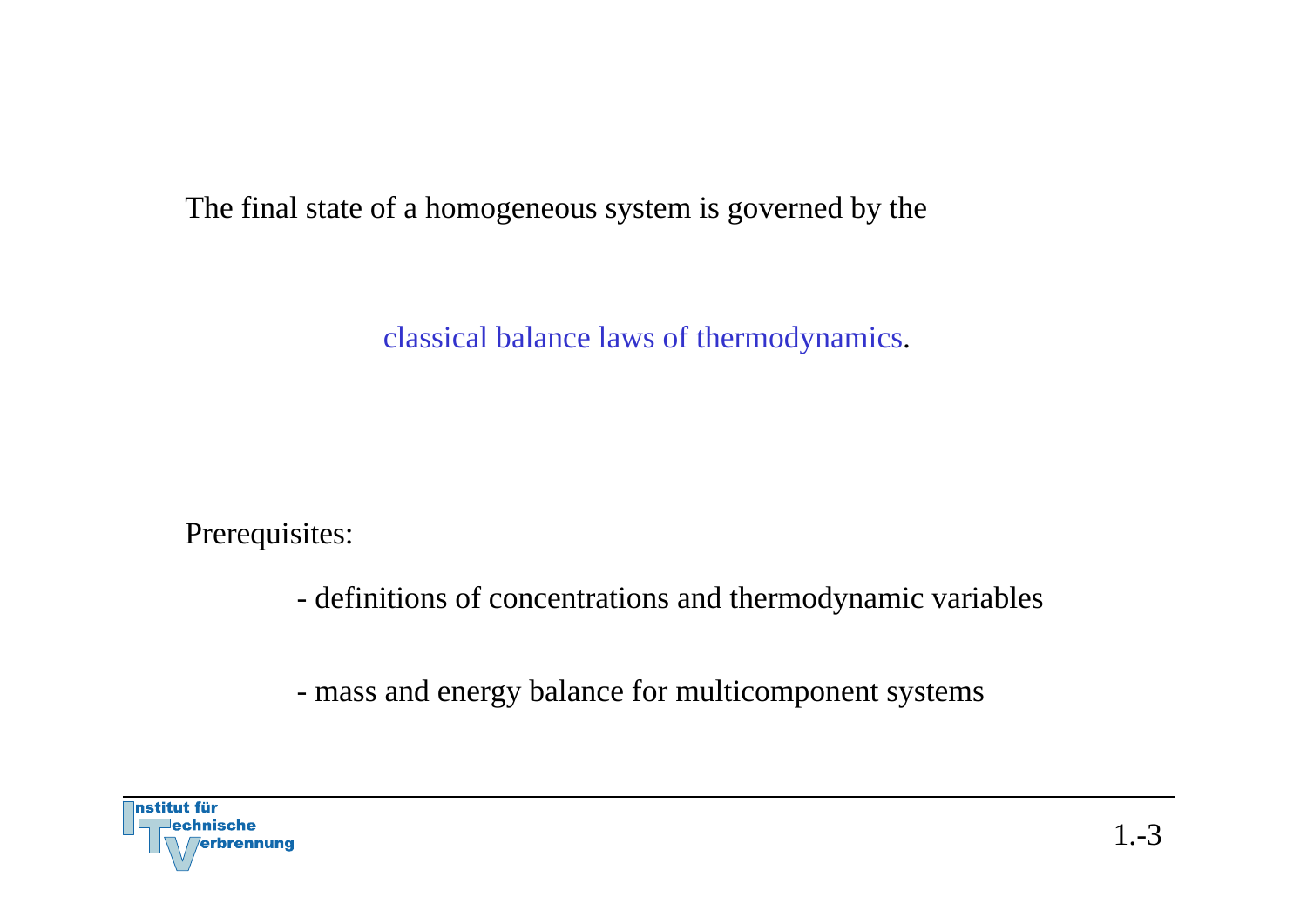The final state of a homogeneous system is governed by the

classical balance laws of thermodynamics.

Prerequisites:

- definitions of concentrations and thermodynamic variables
- mass and energy balance for multicomponent systems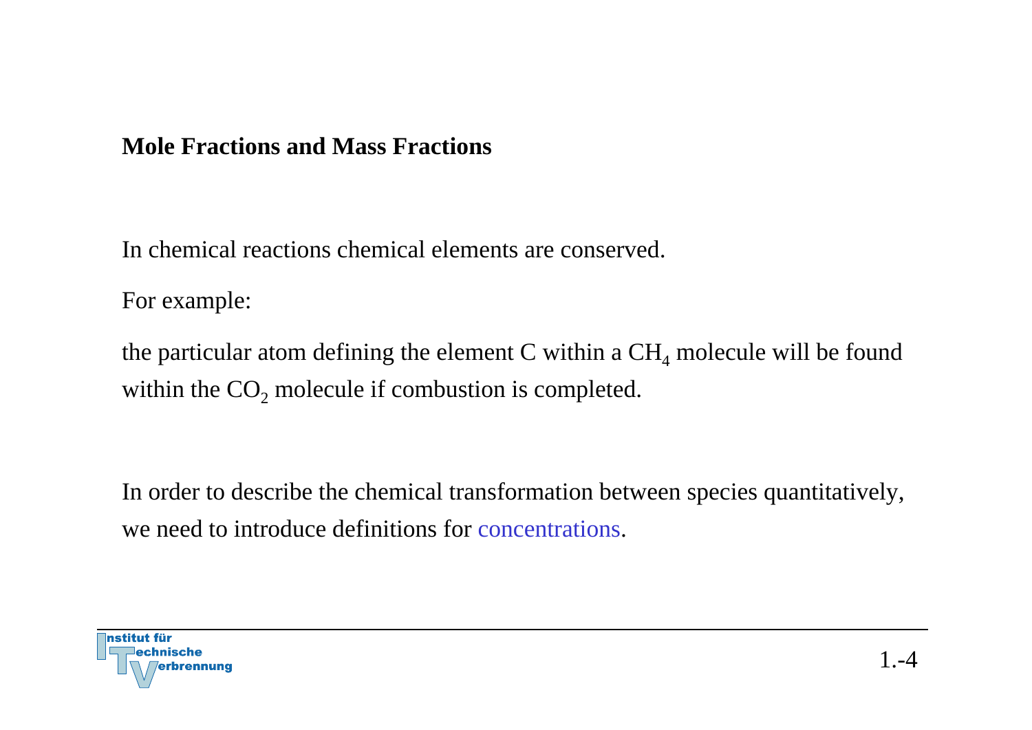## Mole Fractions and Mass Fractions

In chemical reactions chemical elements are conserved.

For example:

the particular atom defining the element C within a $CH_4$ molecule will be found within the $CO_2$ molecule if combustion is completed.

In order to describe the chemical transformation between species quantitatively, we need to introduce definitions for concentrations.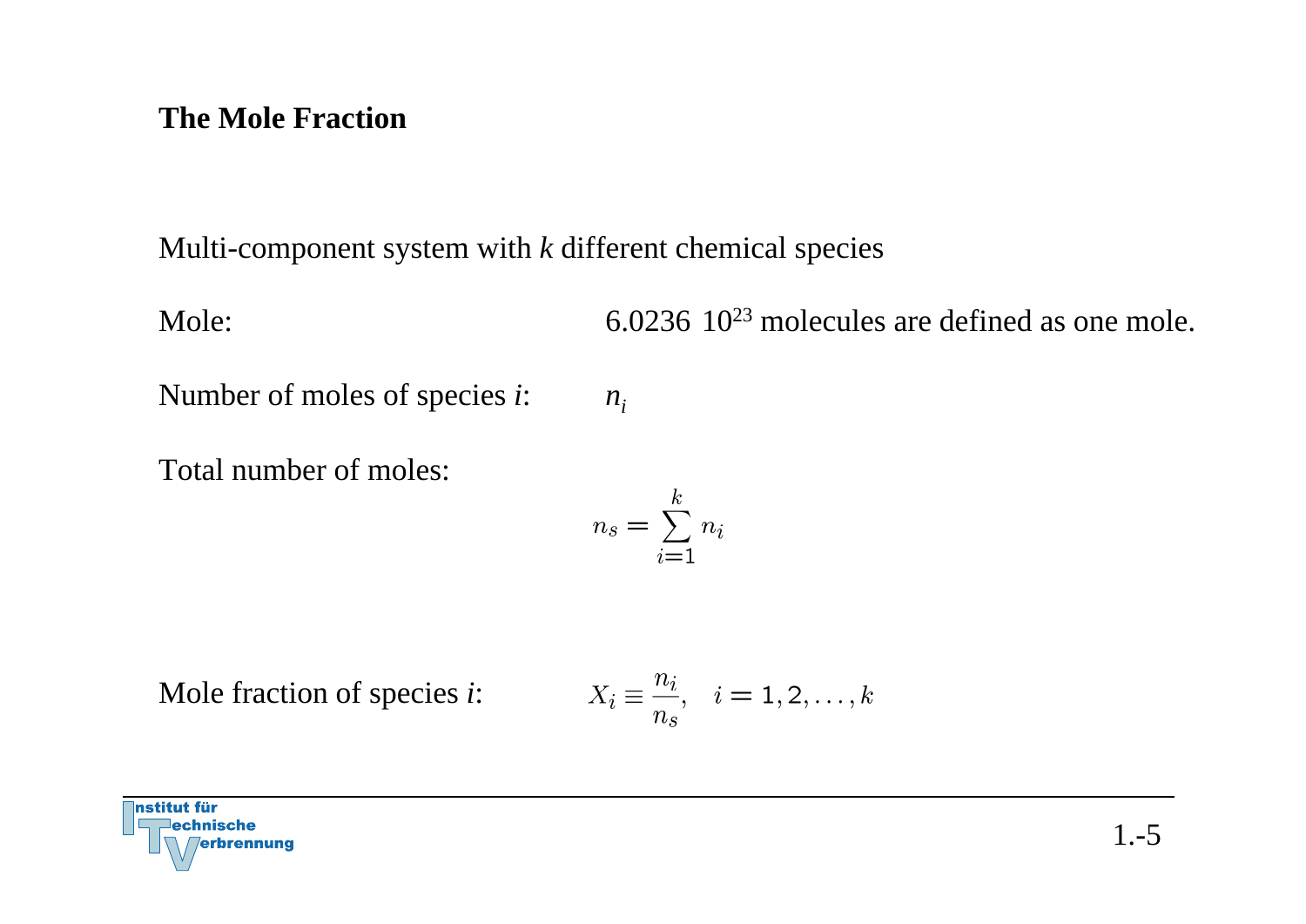## The Mole Fraction

Multi-component system with *k* different chemical species

Mole: $6.0236 \; 10^{23}$ molecules are defined as one mole.

Number of moles of species *i*: $n_i$

Total number of moles:

$$n_s = \sum_{i=1}^{k} n_i$$

Mole fraction of species *i*:

$$X_i \equiv \frac{n_i}{n_s}, \quad i = 1, 2, \ldots, k$$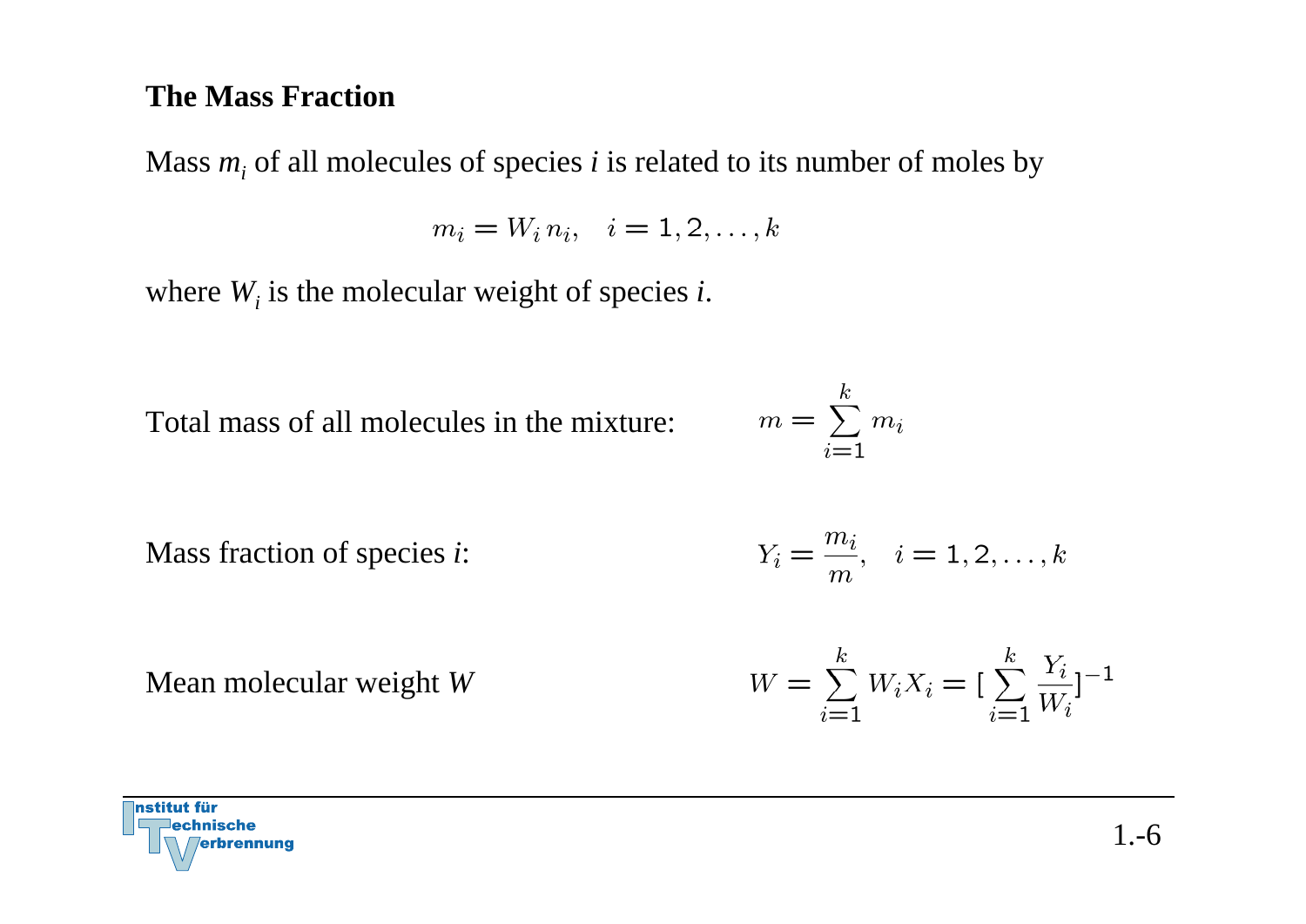## The Mass Fraction

Mass $m_i$ of all molecules of species *i* is related to its number of moles by

$$m_i = W_i \, n_i, \quad i = 1, 2, \ldots, k$$

where $W_i$ is the molecular weight of species *i*.

Total mass of all molecules in the mixture: $$m = \sum_{i=1}^{k} m_i$$

Mass fraction of species *i*: $$Y_i = \frac{m_i}{m}, \quad i = 1, 2, \ldots, k$$

Mean molecular weight *W* $$W = \sum_{i=1}^{k} W_i X_i = [\sum_{i=1}^{k} \frac{Y_i}{W_i}]^{-1}$$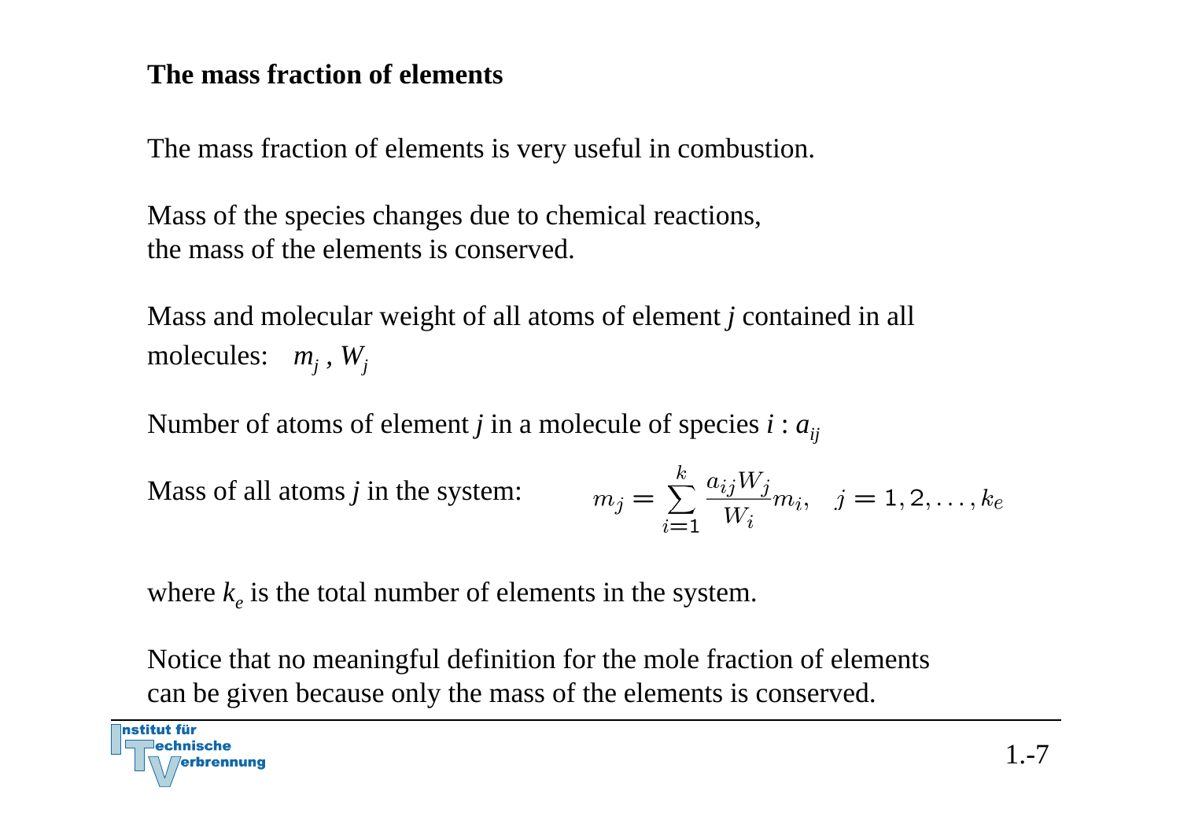### The mass fraction of elements

The mass fraction of elements is very useful in combustion.

Mass of the species changes due to chemical reactions,
the mass of the elements is conserved.

Mass and molecular weight of all atoms of element *j* contained in all molecules: $m_j$ , $W_j$

Number of atoms of element *j* in a molecule of species *i* : $a_{ij}$

Mass of all atoms *j* in the system:

$$m_j = \sum_{i=1}^{k} \frac{a_{ij} W_j}{W_i} m_i, \quad j = 1, 2, \ldots, k_e$$

where $k_e$ is the total number of elements in the system.

Notice that no meaningful definition for the mole fraction of elements can be given because only the mass of the elements is conserved.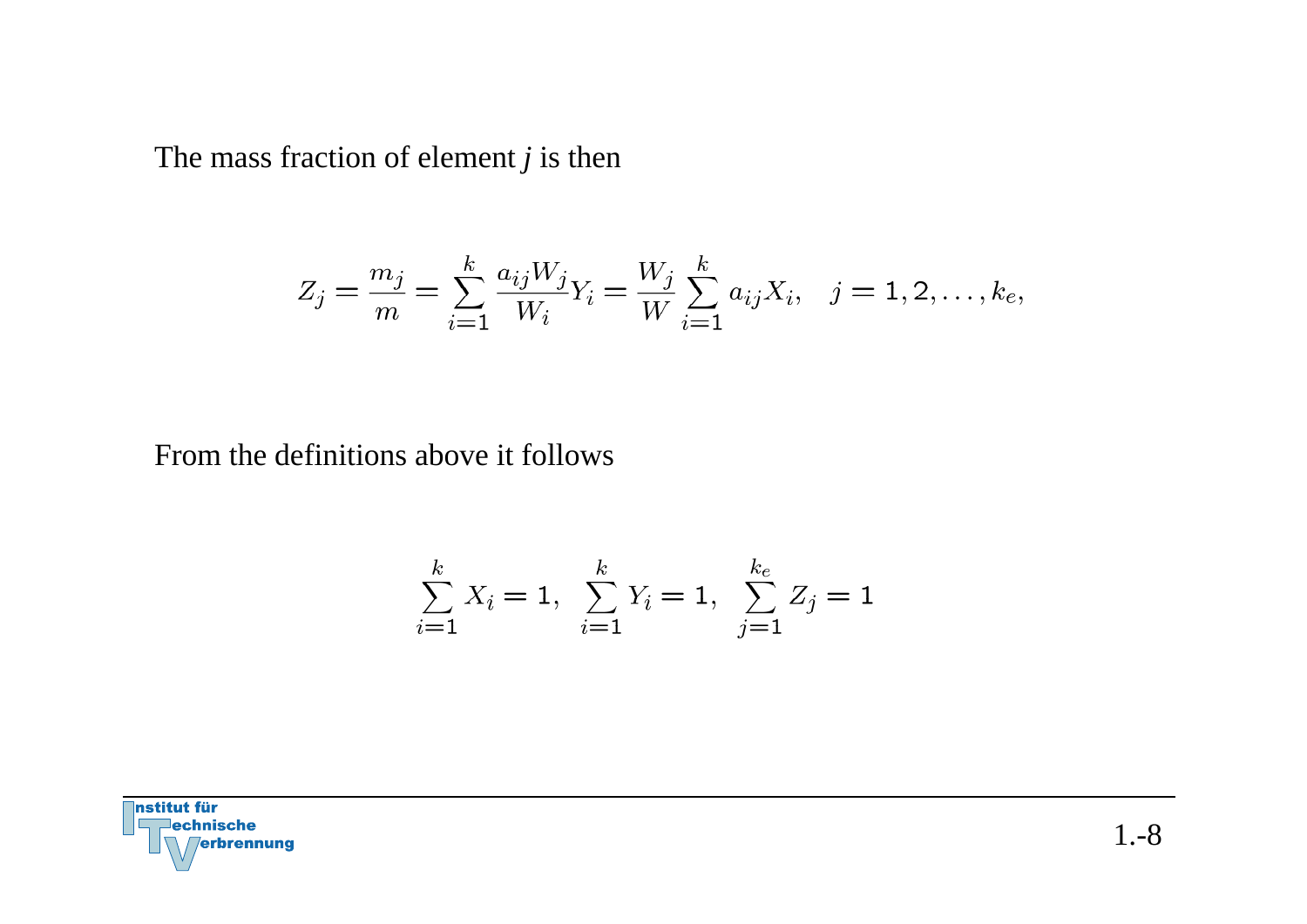The mass fraction of element *j* is then

$$Z_j = \frac{m_j}{m} = \sum_{i=1}^{k} \frac{a_{ij} W_j}{W_i} Y_i = \frac{W_j}{W} \sum_{i=1}^{k} a_{ij} X_i, \quad j = 1, 2, \ldots, k_e,$$

From the definitions above it follows

$$\sum_{i=1}^{k} X_i = 1, \;\; \sum_{i=1}^{k} Y_i = 1, \;\; \sum_{j=1}^{k_e} Z_j = 1$$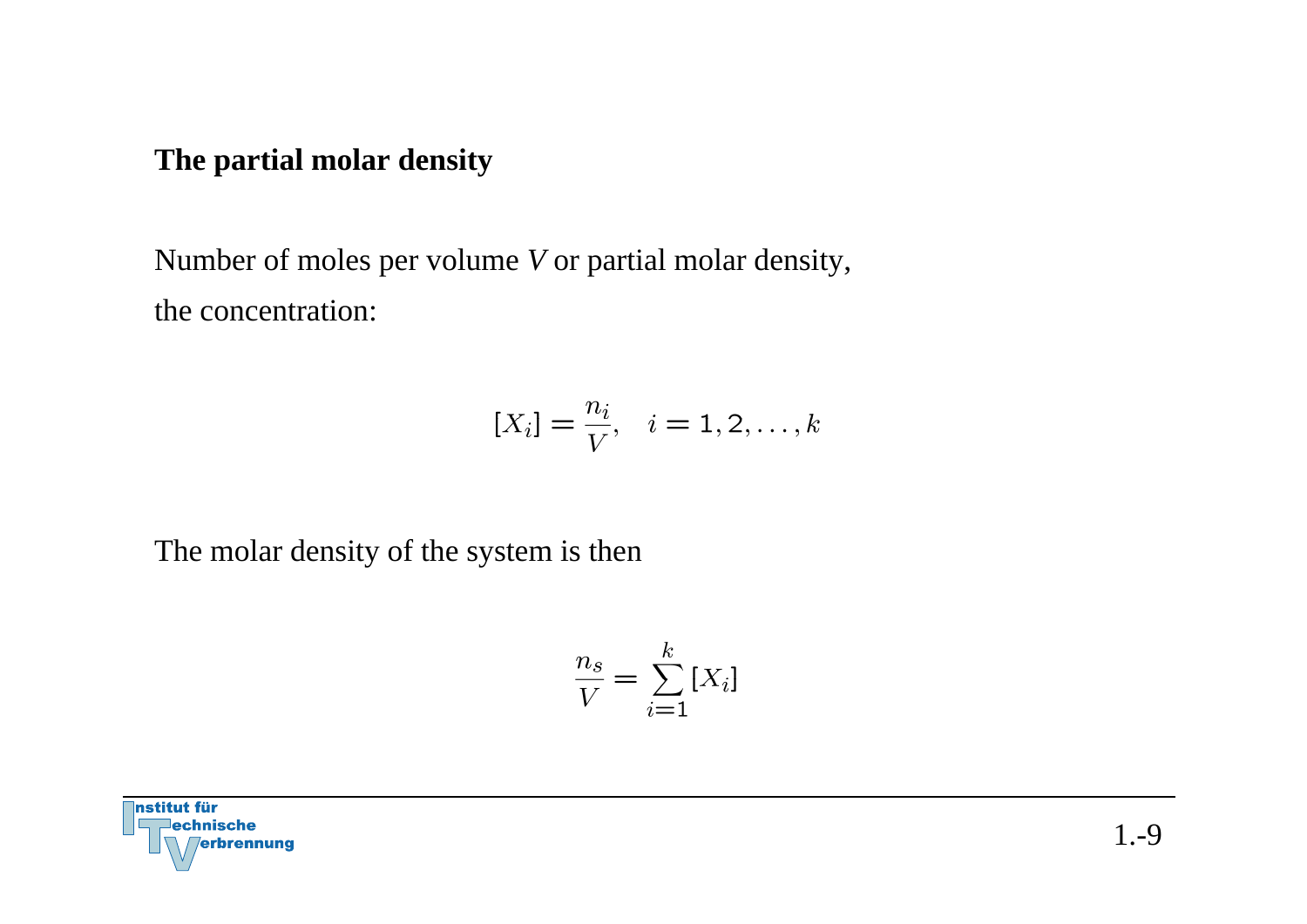## The partial molar density

Number of moles per volume $V$ or partial molar density, the concentration:

$$[X_i] = \frac{n_i}{V}, \quad i = 1, 2, \ldots, k$$

The molar density of the system is then

$$\frac{n_s}{V} = \sum_{i=1}^{k} [X_i]$$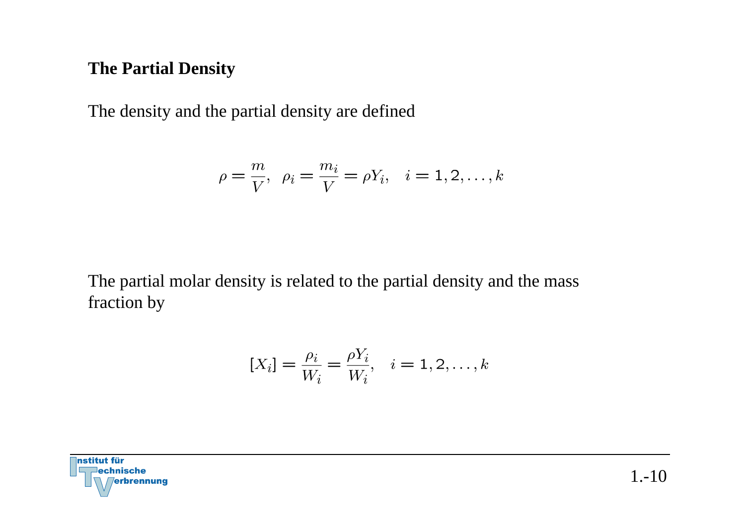## The Partial Density

The density and the partial density are defined

$$\rho = \frac{m}{V}, \quad \rho_i = \frac{m_i}{V} = \rho Y_i, \quad i = 1, 2, \ldots, k$$

The partial molar density is related to the partial density and the mass fraction by

$$[X_i] = \frac{\rho_i}{W_i} = \frac{\rho Y_i}{W_i}, \quad i = 1, 2, \ldots, k$$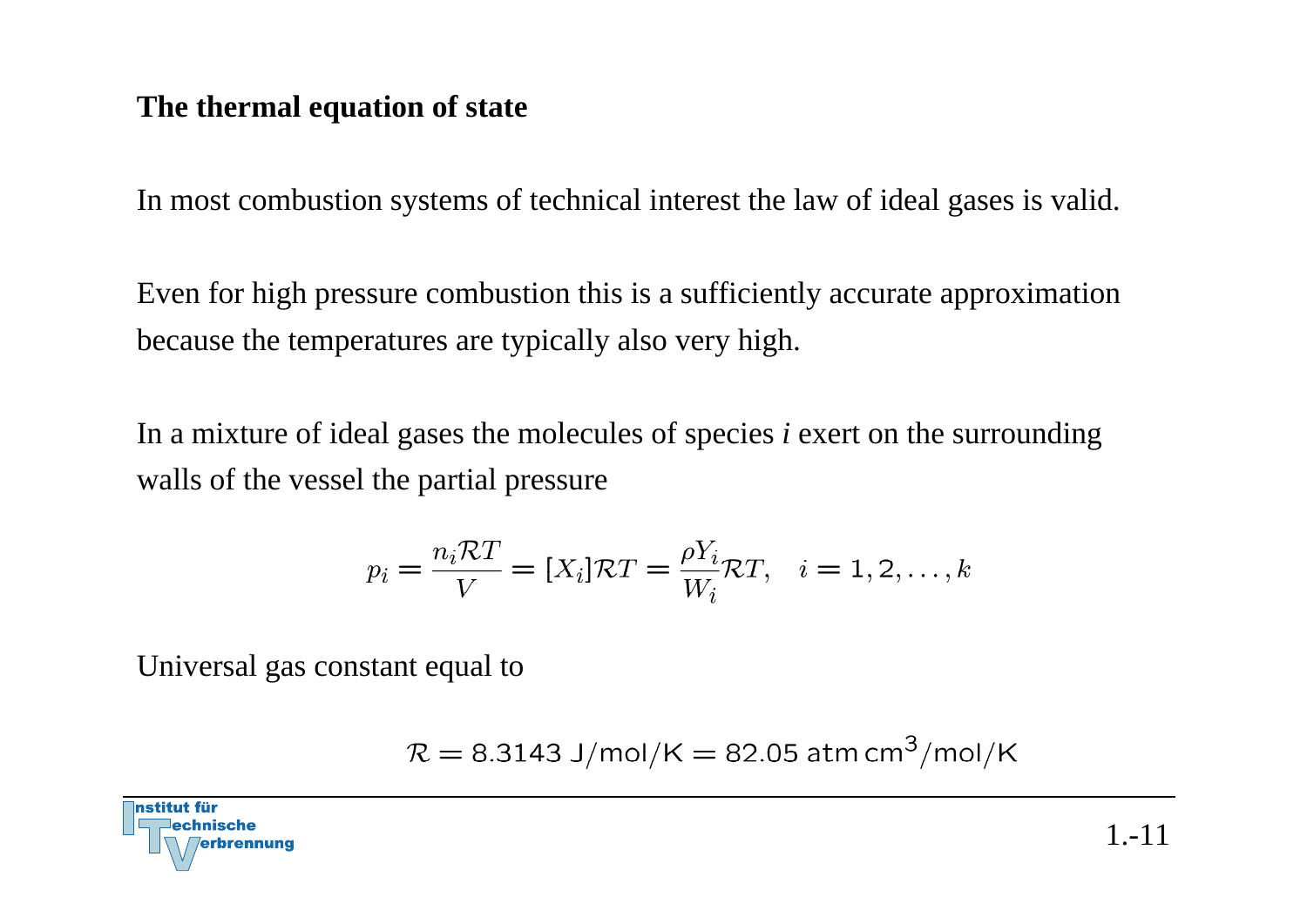## The thermal equation of state

In most combustion systems of technical interest the law of ideal gases is valid.

Even for high pressure combustion this is a sufficiently accurate approximation because the temperatures are typically also very high.

In a mixture of ideal gases the molecules of species *i* exert on the surrounding walls of the vessel the partial pressure

$$p_i = \frac{n_i \mathcal{R} T}{V} = [X_i] \mathcal{R} T = \frac{\rho Y_i}{W_i} \mathcal{R} T, \quad i = 1, 2, \ldots, k$$

Universal gas constant equal to

$$\mathcal{R} = 8.3143 \ \mathrm{J/mol/K} = 82.05 \ \mathrm{atm\,cm^3/mol/K}$$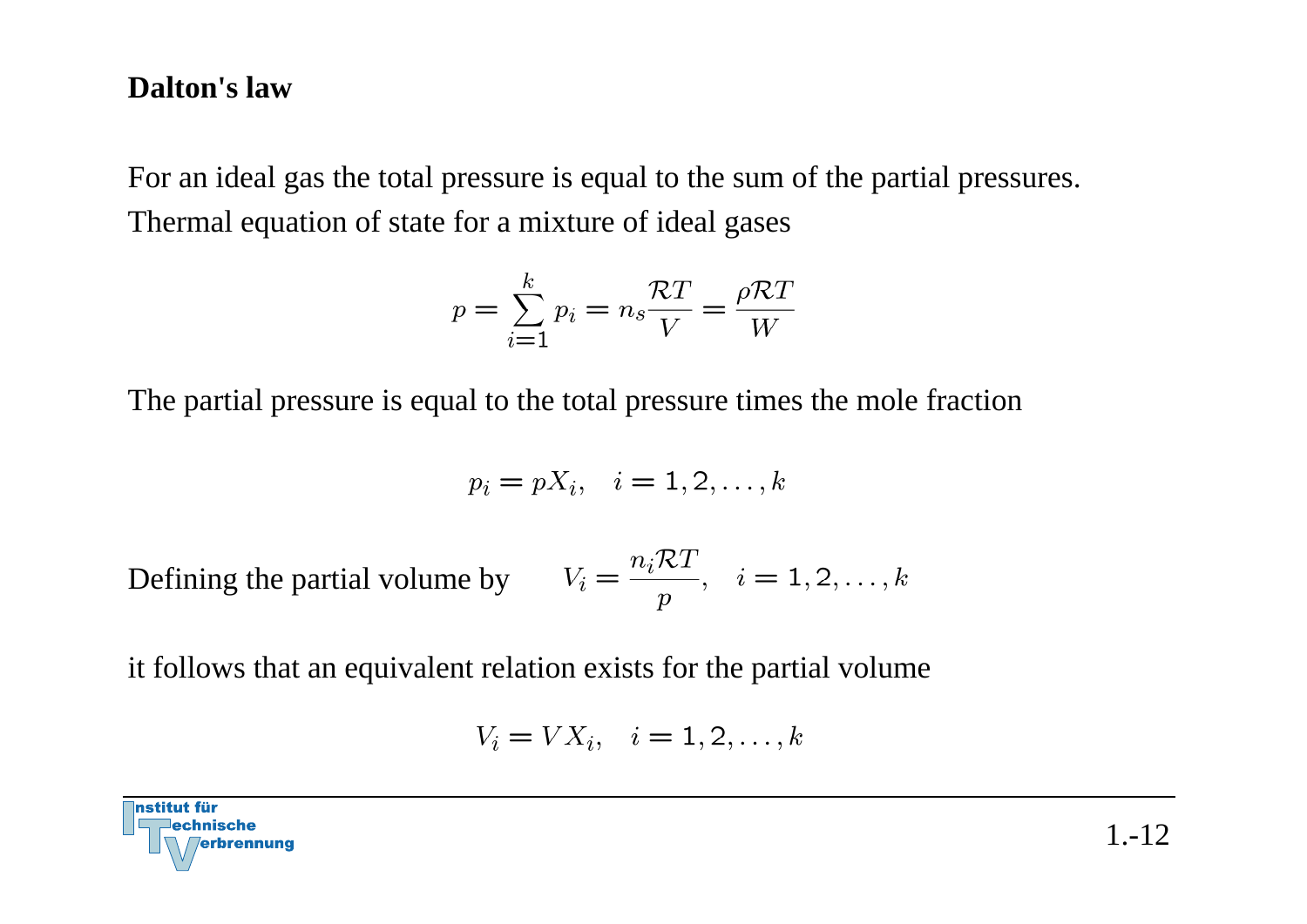**Dalton's law**

For an ideal gas the total pressure is equal to the sum of the partial pressures.
Thermal equation of state for a mixture of ideal gases

$$p = \sum_{i=1}^{k} p_i = n_s \frac{\mathcal{R}T}{V} = \frac{\rho \mathcal{R}T}{W}$$

The partial pressure is equal to the total pressure times the mole fraction

$$p_i = pX_i, \quad i = 1, 2, \ldots, k$$

Defining the partial volume by $V_i = \dfrac{n_i \mathcal{R}T}{p}, \quad i = 1, 2, \ldots, k$

it follows that an equivalent relation exists for the partial volume

$$V_i = VX_i, \quad i = 1, 2, \ldots, k$$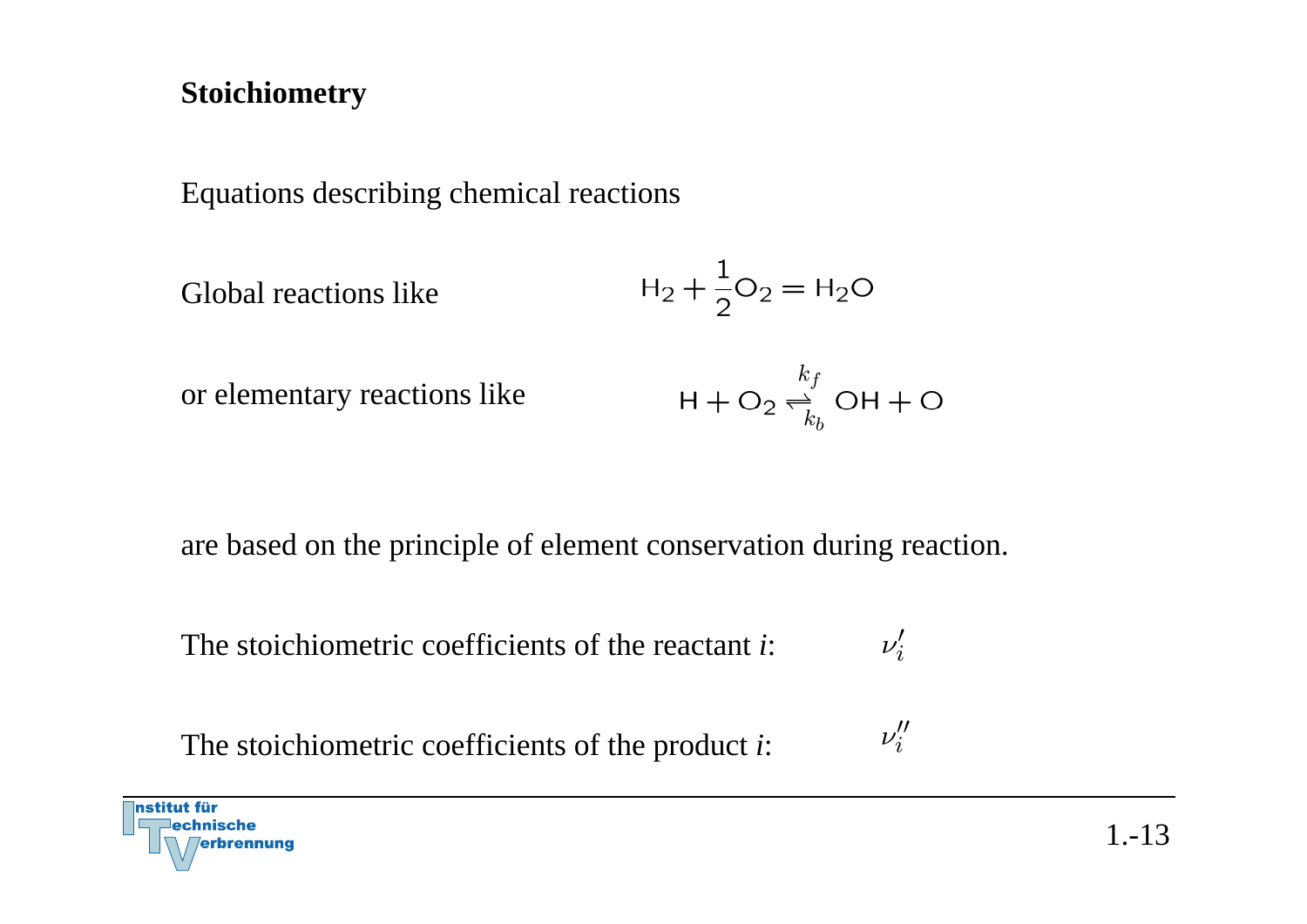## Stoichiometry

Equations describing chemical reactions

Global reactions like

$$H_2 + \frac{1}{2}O_2 = H_2O$$

or elementary reactions like

$$H + O_2 \underset{k_b}{\overset{k_f}{\rightleftharpoons}} OH + O$$

are based on the principle of element conservation during reaction.

The stoichiometric coefficients of the reactant *i*: $\nu_i'$

The stoichiometric coefficients of the product *i*: $\nu_i''$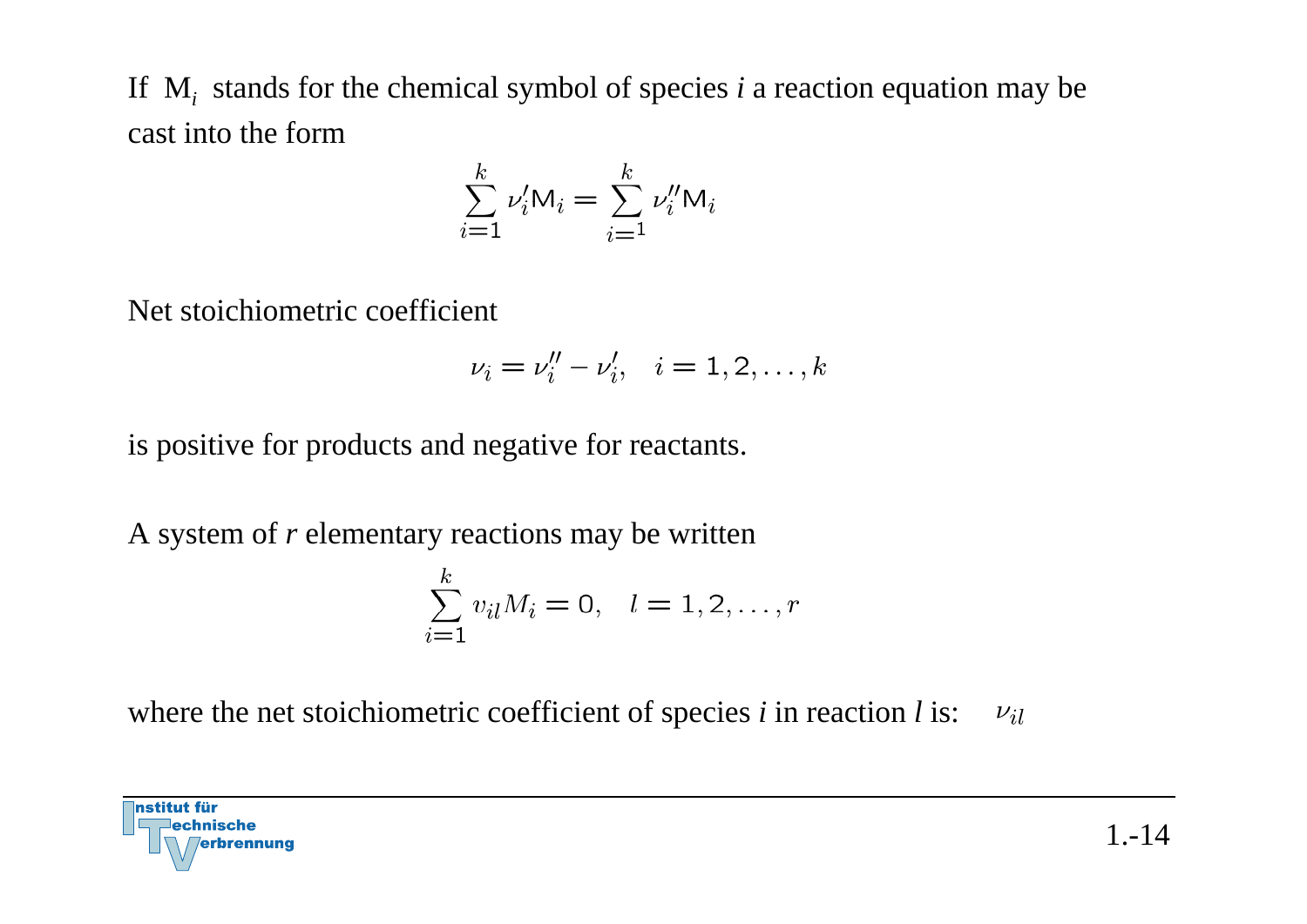If $\mathrm{M}_i$ stands for the chemical symbol of species *i* a reaction equation may be cast into the form

$$\sum_{i=1}^{k} \nu_i' \mathsf{M}_i = \sum_{i=1}^{k} \nu_i'' \mathsf{M}_i$$

Net stoichiometric coefficient

$$\nu_i = \nu_i'' - \nu_i', \quad i = 1, 2, \ldots, k$$

is positive for products and negative for reactants.

A system of *r* elementary reactions may be written

$$\sum_{i=1}^{k} v_{il} M_i = 0, \quad l = 1, 2, \ldots, r$$

where the net stoichiometric coefficient of species *i* in reaction *l* is: $\nu_{il}$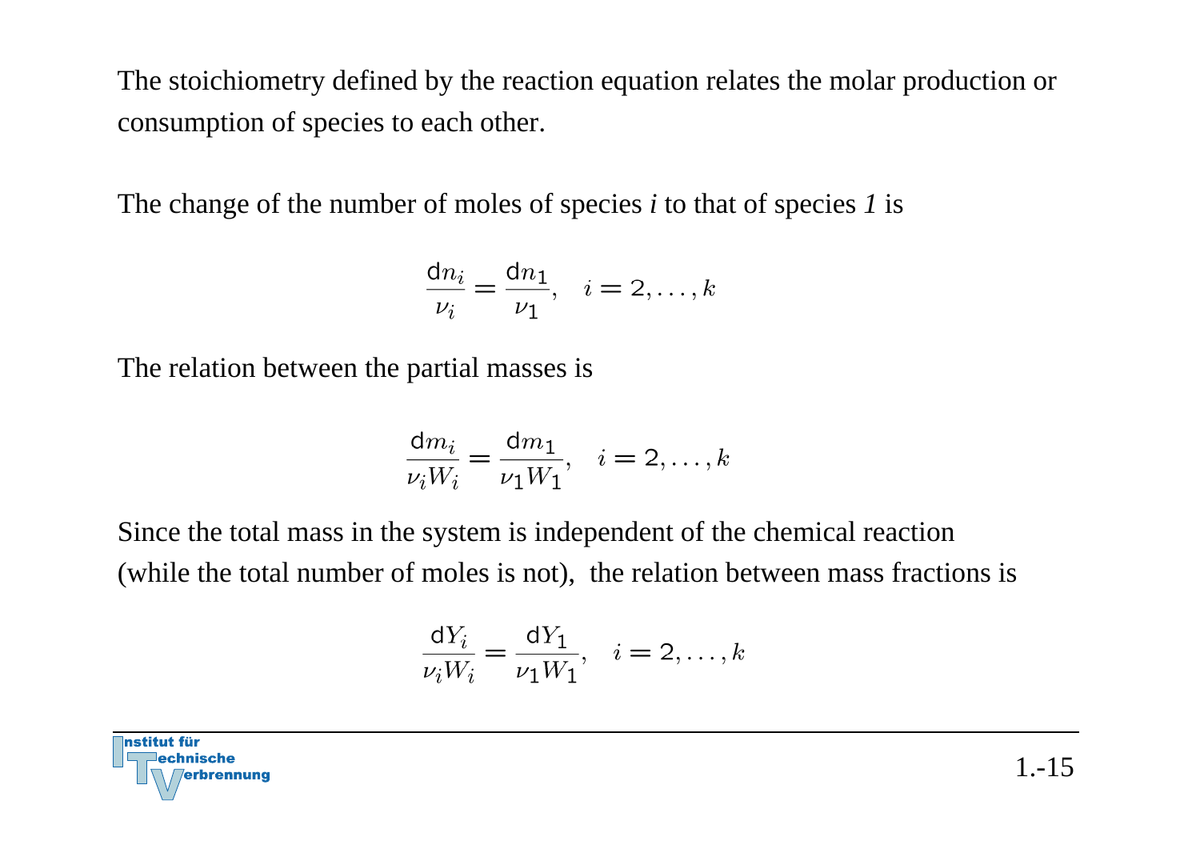The stoichiometry defined by the reaction equation relates the molar production or consumption of species to each other.

The change of the number of moles of species *i* to that of species *1* is

$$\frac{\mathrm{d}n_i}{\nu_i} = \frac{\mathrm{d}n_1}{\nu_1}, \quad i = 2, \ldots, k$$

The relation between the partial masses is

$$\frac{\mathrm{d}m_i}{\nu_i W_i} = \frac{\mathrm{d}m_1}{\nu_1 W_1}, \quad i = 2, \ldots, k$$

Since the total mass in the system is independent of the chemical reaction (while the total number of moles is not), the relation between mass fractions is

$$\frac{\mathrm{d}Y_i}{\nu_i W_i} = \frac{\mathrm{d}Y_1}{\nu_1 W_1}, \quad i = 2, \ldots, k$$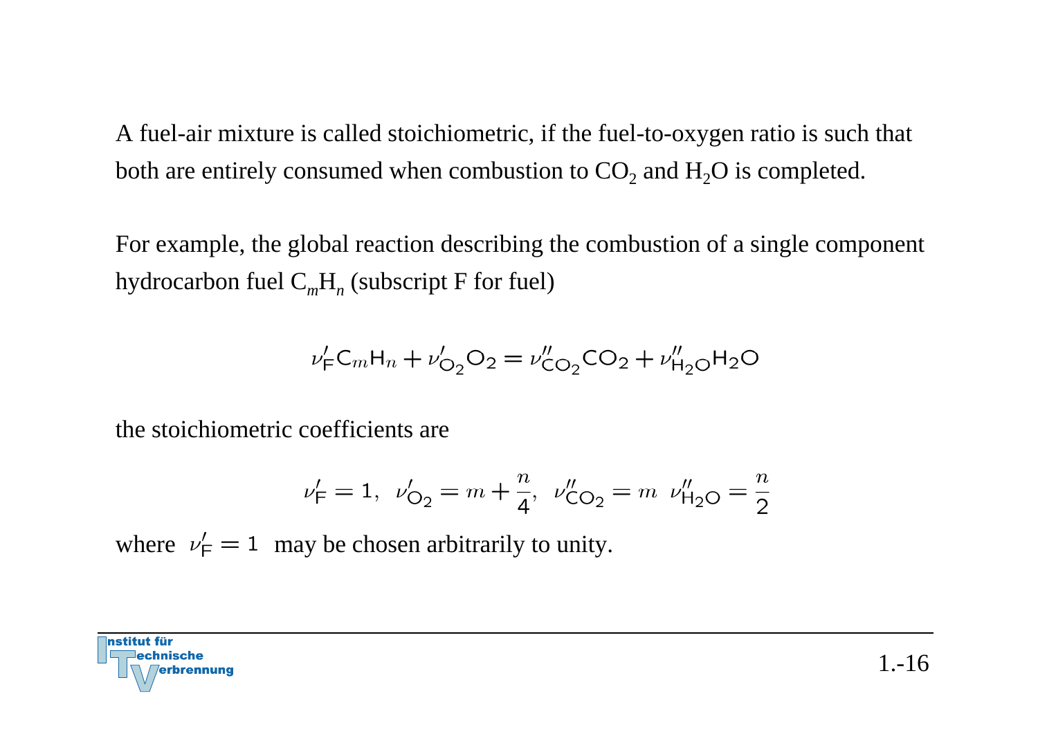A fuel-air mixture is called stoichiometric, if the fuel-to-oxygen ratio is such that both are entirely consumed when combustion to $CO_2$ and $H_2O$ is completed.

For example, the global reaction describing the combustion of a single component hydrocarbon fuel $C_mH_n$ (subscript F for fuel)

$$\nu'_{\mathsf{F}}\mathsf{C}_m\mathsf{H}_n + \nu'_{\mathsf{O}_2}\mathsf{O}_2 = \nu''_{\mathsf{CO}_2}\mathsf{CO}_2 + \nu''_{\mathsf{H}_2\mathsf{O}}\mathsf{H}_2\mathsf{O}$$

the stoichiometric coefficients are

$$\nu'_{\mathsf{F}} = 1,\ \ \nu'_{\mathsf{O}_2} = m + \frac{n}{4},\ \ \nu''_{\mathsf{CO}_2} = m\ \ \nu''_{\mathsf{H}_2\mathsf{O}} = \frac{n}{2}$$

where $\nu'_{\mathsf{F}} = 1$ may be chosen arbitrarily to unity.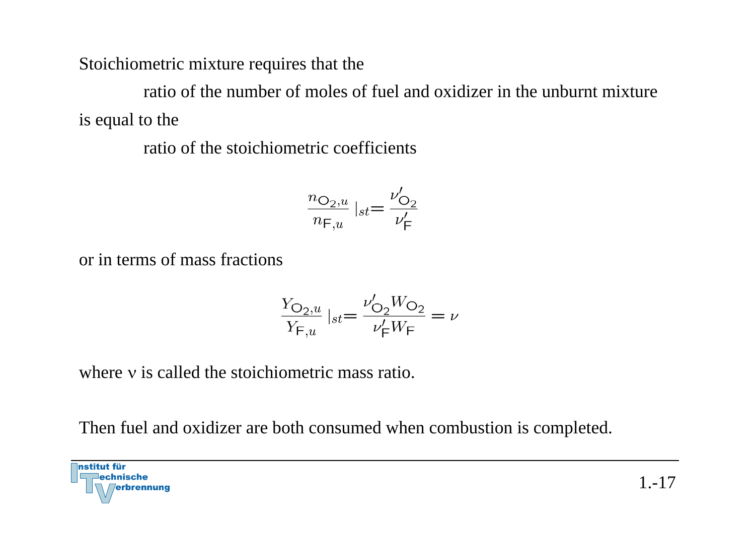Stoichiometric mixture requires that the

ratio of the number of moles of fuel and oxidizer in the unburnt mixture

is equal to the

ratio of the stoichiometric coefficients

$$\frac{n_{\mathrm{O}_2,u}}{n_{\mathrm{F},u}} \Big|_{st} = \frac{\nu'_{\mathrm{O}_2}}{\nu'_{\mathrm{F}}}$$

or in terms of mass fractions

$$\frac{Y_{\mathrm{O}_2,u}}{Y_{\mathrm{F},u}} \Big|_{st} = \frac{\nu'_{\mathrm{O}_2} W_{\mathrm{O}_2}}{\nu'_{\mathrm{F}} W_{\mathrm{F}}} = \nu$$

where $\nu$ is called the stoichiometric mass ratio.

Then fuel and oxidizer are both consumed when combustion is completed.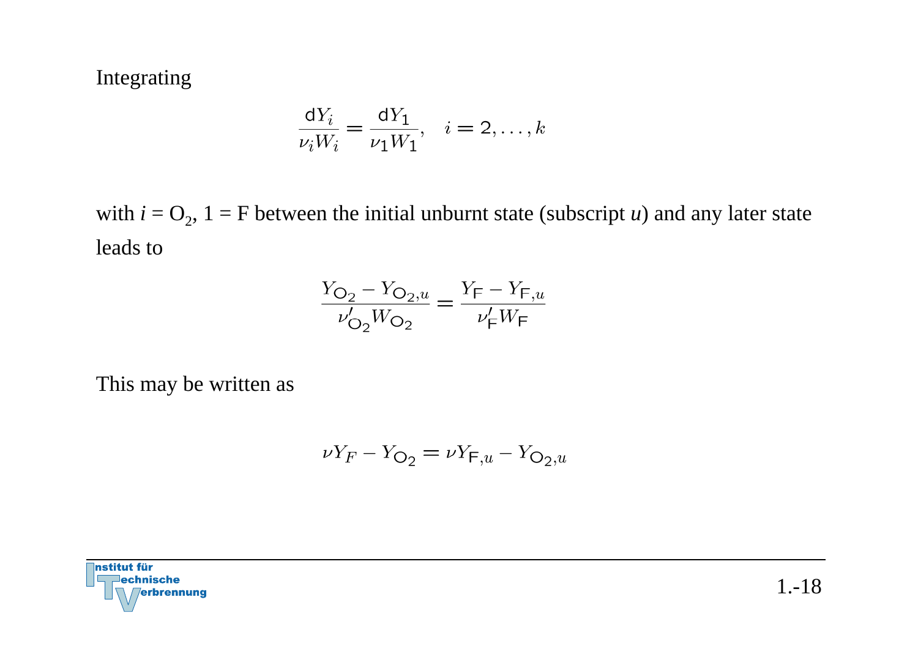Integrating

$$\frac{\mathrm{d}Y_i}{\nu_i W_i} = \frac{\mathrm{d}Y_1}{\nu_1 W_1}, \quad i = 2, \ldots, k$$

with $i = O_2$, $1 = F$ between the initial unburnt state (subscript $u$) and any later state leads to

$$\frac{Y_{\mathrm{O}_2} - Y_{\mathrm{O}_2,u}}{\nu'_{\mathrm{O}_2} W_{\mathrm{O}_2}} = \frac{Y_{\mathrm{F}} - Y_{\mathrm{F},u}}{\nu'_{\mathrm{F}} W_{\mathrm{F}}}$$

This may be written as

$$\nu Y_F - Y_{\mathrm{O}_2} = \nu Y_{\mathrm{F},u} - Y_{\mathrm{O}_2,u}$$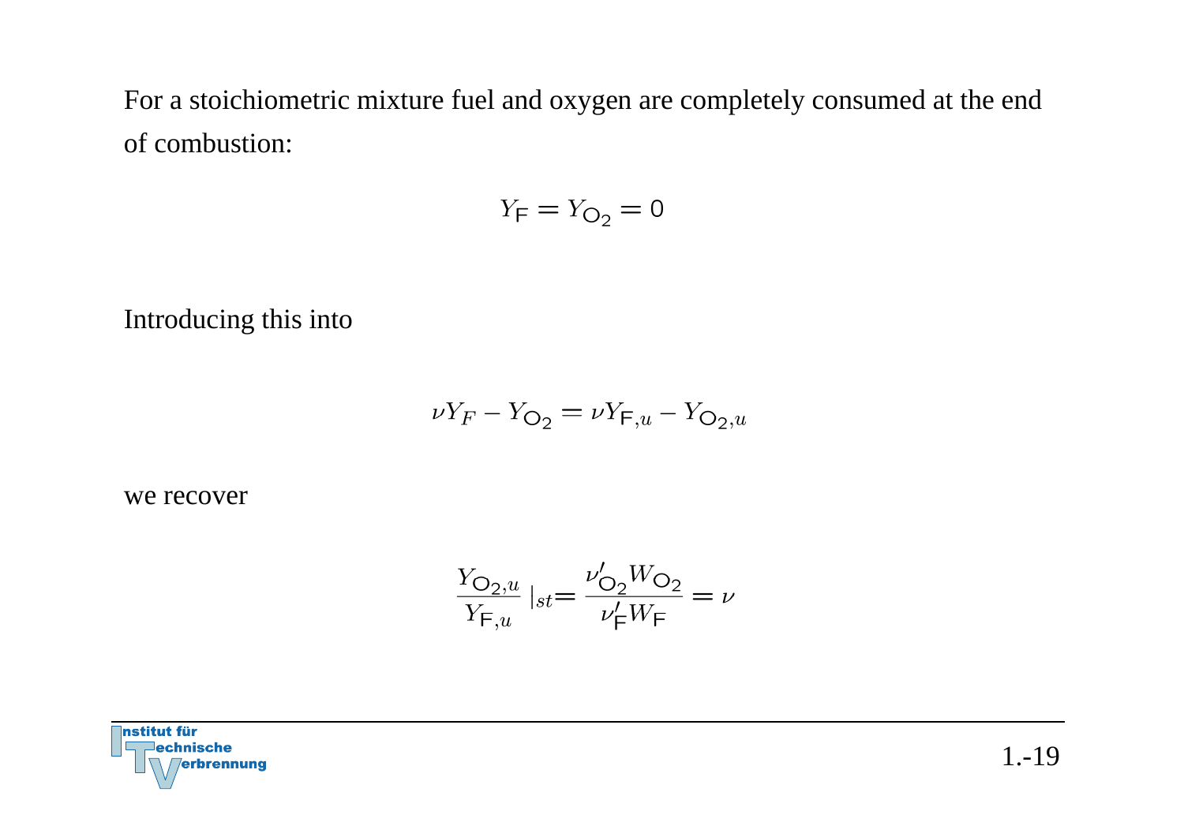For a stoichiometric mixture fuel and oxygen are completely consumed at the end of combustion:

$$Y_\mathsf{F} = Y_{\mathsf{O}_2} = 0$$

Introducing this into

$$\nu Y_F - Y_{\mathsf{O}_2} = \nu Y_{\mathsf{F},u} - Y_{\mathsf{O}_2,u}$$

we recover

$$\frac{Y_{\mathsf{O}_2,u}}{Y_{\mathsf{F},u}} \Big|_{st} = \frac{\nu'_{\mathsf{O}_2} W_{\mathsf{O}_2}}{\nu'_\mathsf{F} W_\mathsf{F}} = \nu$$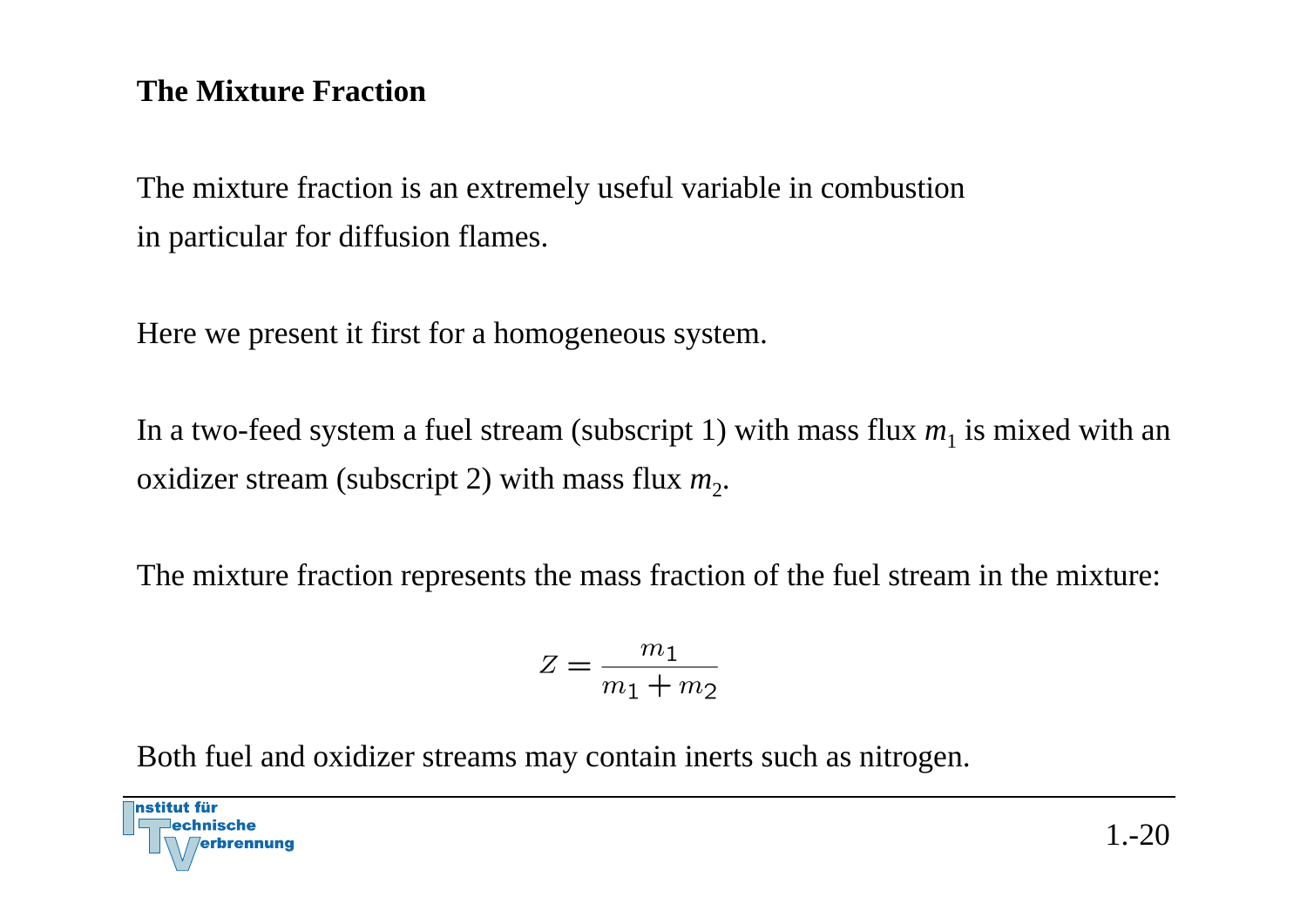# The Mixture Fraction

The mixture fraction is an extremely useful variable in combustion in particular for diffusion flames.

Here we present it first for a homogeneous system.

In a two-feed system a fuel stream (subscript 1) with mass flux $m_1$ is mixed with an oxidizer stream (subscript 2) with mass flux $m_2$.

The mixture fraction represents the mass fraction of the fuel stream in the mixture:

$$Z = \frac{m_1}{m_1 + m_2}$$

Both fuel and oxidizer streams may contain inerts such as nitrogen.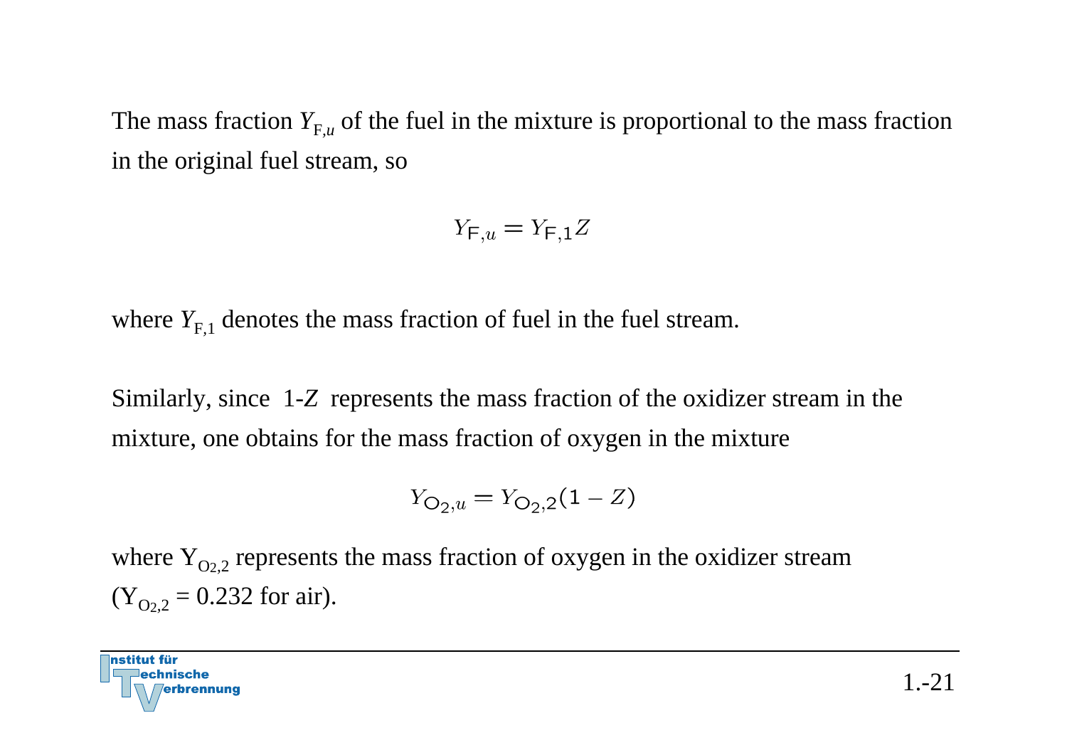The mass fraction $Y_{F,u}$ of the fuel in the mixture is proportional to the mass fraction in the original fuel stream, so

$$Y_{\mathsf{F},u} = Y_{\mathsf{F},1} Z$$

where $Y_{F,1}$ denotes the mass fraction of fuel in the fuel stream.

Similarly, since $1\text{-}Z$ represents the mass fraction of the oxidizer stream in the mixture, one obtains for the mass fraction of oxygen in the mixture

$$Y_{\mathsf{O}_2,u} = Y_{\mathsf{O}_2,2}(1 - Z)$$

where $Y_{O_2,2}$ represents the mass fraction of oxygen in the oxidizer stream ($Y_{O_2,2} = 0.232$ for air).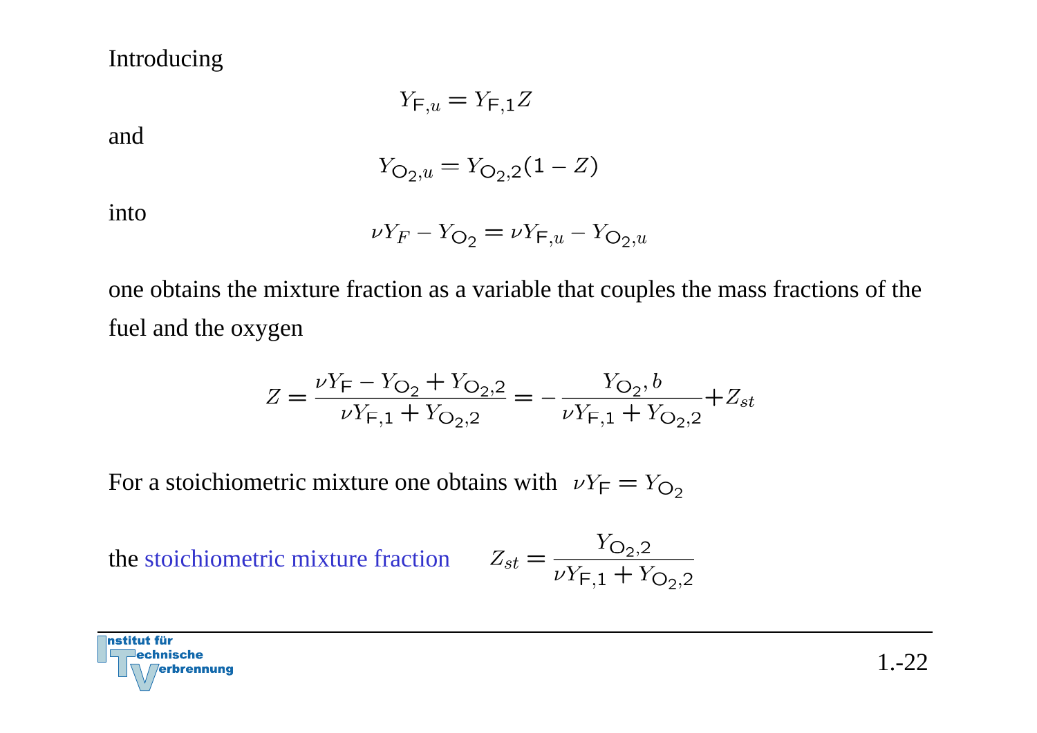Introducing

$$Y_{\mathsf{F},u} = Y_{\mathsf{F},1} Z$$

and

$$Y_{\mathsf{O}_2,u} = Y_{\mathsf{O}_2,2}(1 - Z)$$

into

$$\nu Y_F - Y_{\mathsf{O}_2} = \nu Y_{\mathsf{F},u} - Y_{\mathsf{O}_2,u}$$

one obtains the mixture fraction as a variable that couples the mass fractions of the fuel and the oxygen

$$Z = \frac{\nu Y_{\mathsf{F}} - Y_{\mathsf{O}_2} + Y_{\mathsf{O}_2,2}}{\nu Y_{\mathsf{F},1} + Y_{\mathsf{O}_2,2}} = -\frac{Y_{\mathsf{O}_2}, b}{\nu Y_{\mathsf{F},1} + Y_{\mathsf{O}_2,2}} + Z_{st}$$

For a stoichiometric mixture one obtains with $\nu Y_{\mathsf{F}} = Y_{\mathsf{O}_2}$

the stoichiometric mixture fraction $\quad Z_{st} = \frac{Y_{\mathsf{O}_2,2}}{\nu Y_{\mathsf{F},1} + Y_{\mathsf{O}_2,2}}$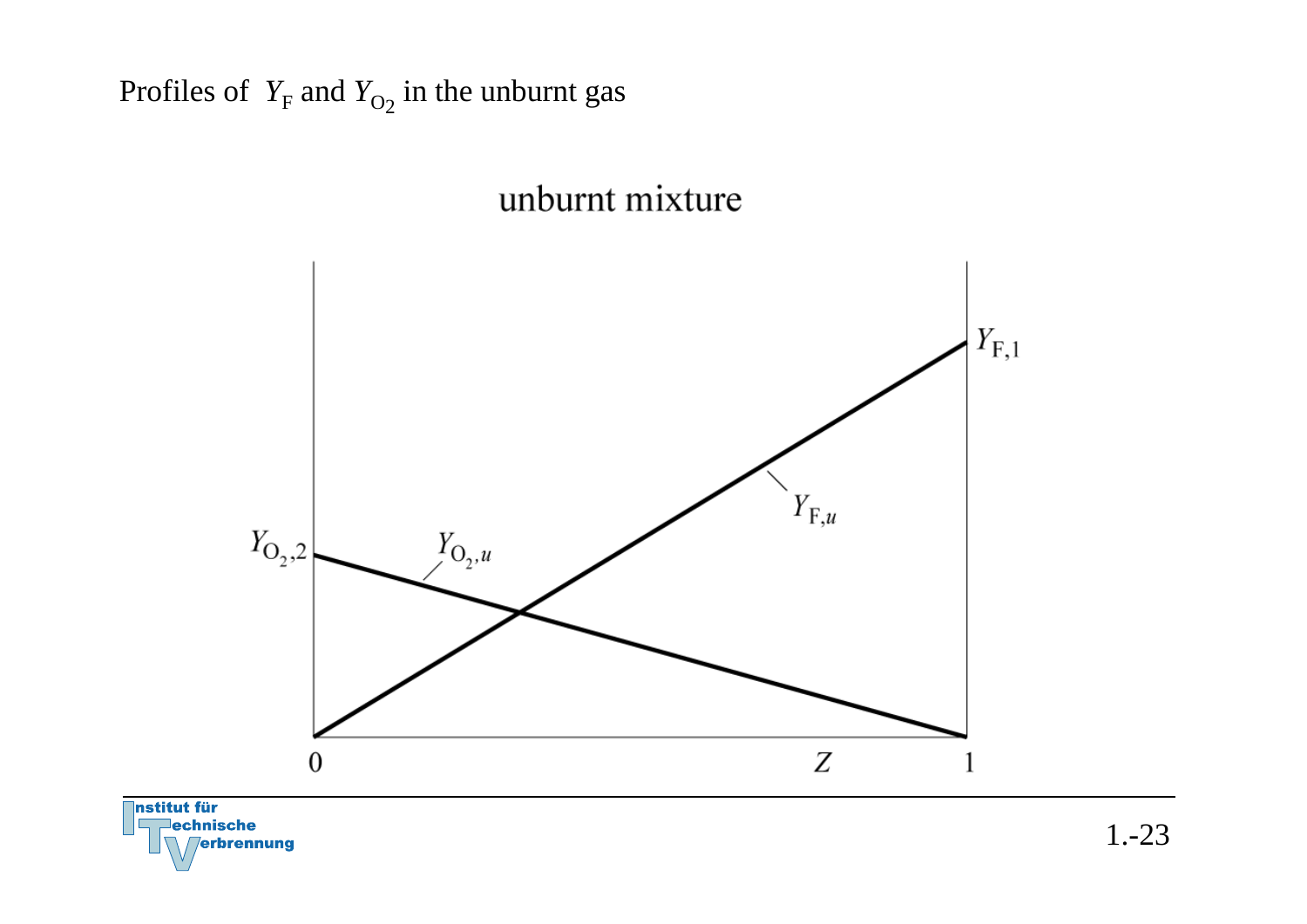Profiles of $Y_F$ and $Y_{O_2}$ in the unburnt gas

unburnt mixture

$Y_{O_2,2}$ $Y_{O_2,u}$ $Y_{F,u}$ $Y_{F,1}$

0 $Z$ 1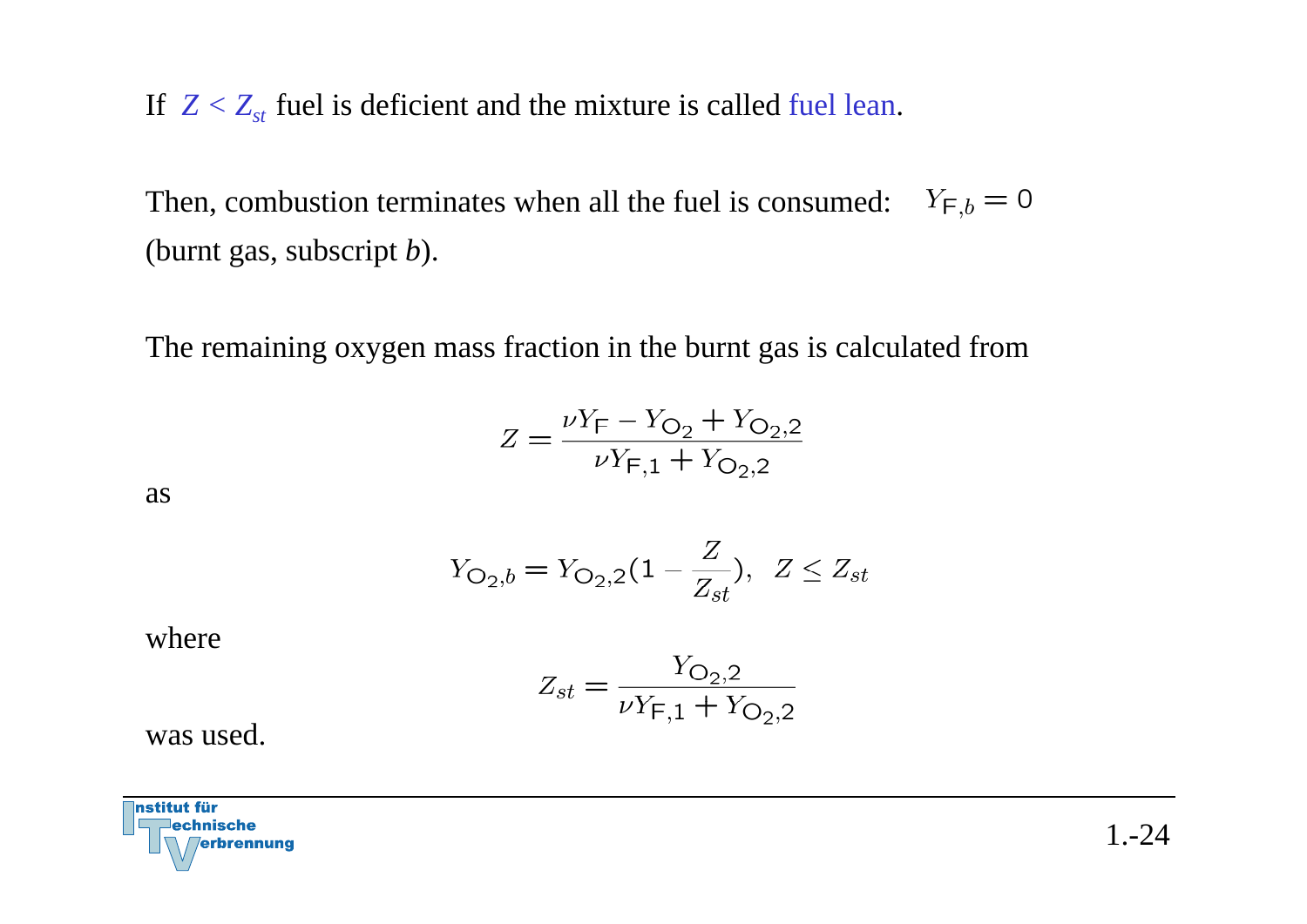If $Z < Z_{st}$ fuel is deficient and the mixture is called fuel lean.

Then, combustion terminates when all the fuel is consumed: $Y_{F,b} = 0$
(burnt gas, subscript $b$).

The remaining oxygen mass fraction in the burnt gas is calculated from

$$Z = \frac{\nu Y_F - Y_{O_2} + Y_{O_2,2}}{\nu Y_{F,1} + Y_{O_2,2}}$$

as

$$Y_{O_2,b} = Y_{O_2,2}(1 - \frac{Z}{Z_{st}}), \quad Z \leq Z_{st}$$

where

$$Z_{st} = \frac{Y_{O_2,2}}{\nu Y_{F,1} + Y_{O_2,2}}$$

was used.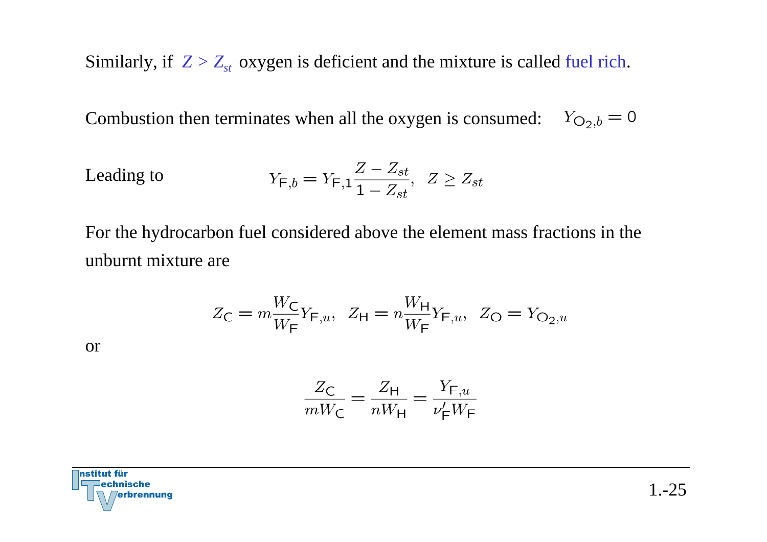Similarly, if $Z > Z_{st}$ oxygen is deficient and the mixture is called fuel rich.

Combustion then terminates when all the oxygen is consumed: $Y_{\mathsf{O}_2,b} = 0$

Leading to

$$Y_{\mathsf{F},b} = Y_{\mathsf{F},1} \frac{Z - Z_{st}}{1 - Z_{st}}, \quad Z \geq Z_{st}$$

For the hydrocarbon fuel considered above the element mass fractions in the unburnt mixture are

$$Z_{\mathsf{C}} = m \frac{W_{\mathsf{C}}}{W_{\mathsf{F}}} Y_{\mathsf{F},u}, \quad Z_{\mathsf{H}} = n \frac{W_{\mathsf{H}}}{W_{\mathsf{F}}} Y_{\mathsf{F},u}, \quad Z_{\mathsf{O}} = Y_{\mathsf{O}_2,u}$$

or

$$\frac{Z_{\mathsf{C}}}{m W_{\mathsf{C}}} = \frac{Z_{\mathsf{H}}}{n W_{\mathsf{H}}} = \frac{Y_{\mathsf{F},u}}{\nu'_{\mathsf{F}} W_{\mathsf{F}}}$$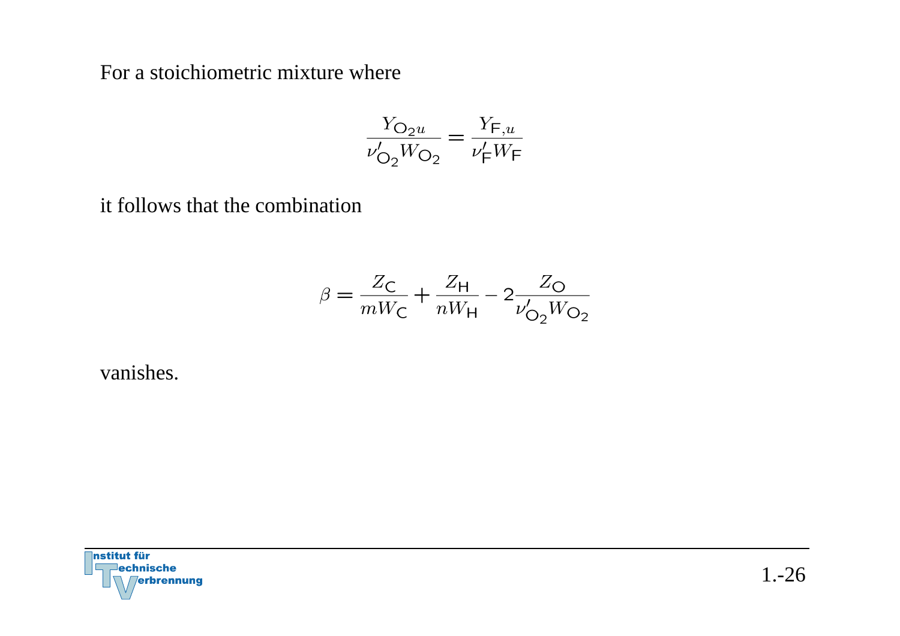For a stoichiometric mixture where

$$\frac{Y_{\mathrm{O}_2 u}}{\nu'_{\mathrm{O}_2} W_{\mathrm{O}_2}} = \frac{Y_{\mathrm{F},u}}{\nu'_{\mathrm{F}} W_{\mathrm{F}}}$$

it follows that the combination

$$\beta = \frac{Z_{\mathrm{C}}}{m W_{\mathrm{C}}} + \frac{Z_{\mathrm{H}}}{n W_{\mathrm{H}}} - 2 \frac{Z_{\mathrm{O}}}{\nu'_{\mathrm{O}_2} W_{\mathrm{O}_2}}$$

vanishes.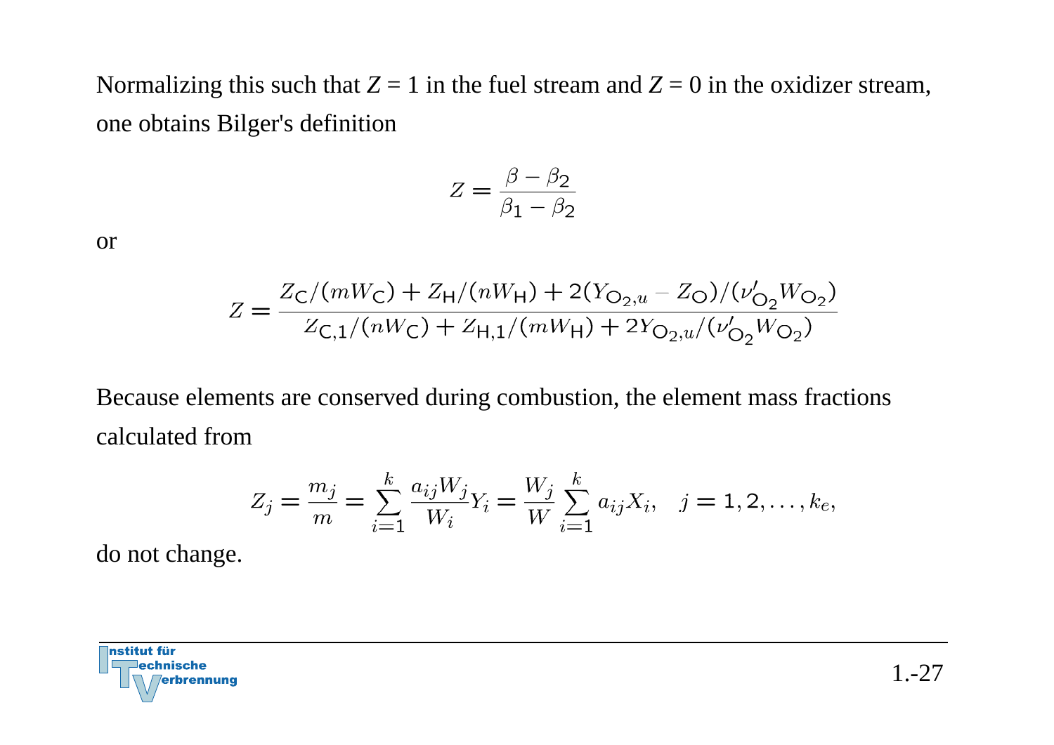Normalizing this such that $Z = 1$ in the fuel stream and $Z = 0$ in the oxidizer stream, one obtains Bilger's definition

$$Z = \frac{\beta - \beta_2}{\beta_1 - \beta_2}$$

or

$$Z = \frac{Z_{\mathrm{C}}/(mW_{\mathrm{C}}) + Z_{\mathrm{H}}/(nW_{\mathrm{H}}) + 2(Y_{\mathrm{O}_2,u} - Z_{\mathrm{O}})/(\nu'_{\mathrm{O}_2}W_{\mathrm{O}_2})}{Z_{\mathrm{C},1}/(nW_{\mathrm{C}}) + Z_{\mathrm{H},1}/(mW_{\mathrm{H}}) + 2Y_{\mathrm{O}_2,u}/(\nu'_{\mathrm{O}_2}W_{\mathrm{O}_2})}$$

Because elements are conserved during combustion, the element mass fractions calculated from

$$Z_j = \frac{m_j}{m} = \sum_{i=1}^{k} \frac{a_{ij}W_j}{W_i} Y_i = \frac{W_j}{W} \sum_{i=1}^{k} a_{ij} X_i, \quad j = 1, 2, \ldots, k_e,$$

do not change.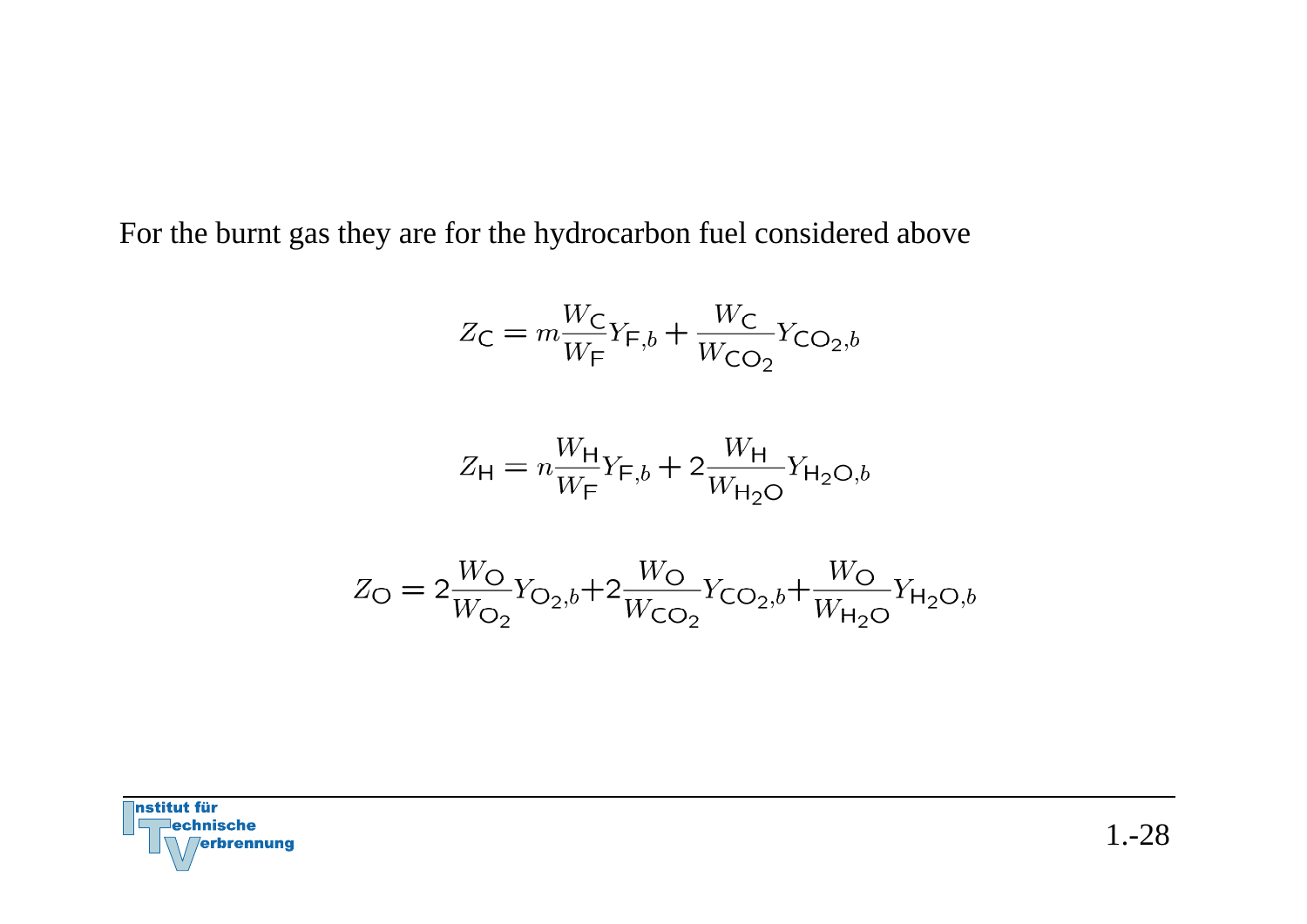For the burnt gas they are for the hydrocarbon fuel considered above

$$Z_{\mathsf{C}} = m\frac{W_{\mathsf{C}}}{W_{\mathsf{F}}}Y_{\mathsf{F},b} + \frac{W_{\mathsf{C}}}{W_{\mathsf{CO_2}}}Y_{\mathsf{CO_2},b}$$

$$Z_{\mathsf{H}} = n\frac{W_{\mathsf{H}}}{W_{\mathsf{F}}}Y_{\mathsf{F},b} + 2\frac{W_{\mathsf{H}}}{W_{\mathsf{H_2O}}}Y_{\mathsf{H_2O},b}$$

$$Z_{\mathsf{O}} = 2\frac{W_{\mathsf{O}}}{W_{\mathsf{O_2}}}Y_{\mathsf{O_2},b} + 2\frac{W_{\mathsf{O}}}{W_{\mathsf{CO_2}}}Y_{\mathsf{CO_2},b} + \frac{W_{\mathsf{O}}}{W_{\mathsf{H_2O}}}Y_{\mathsf{H_2O},b}$$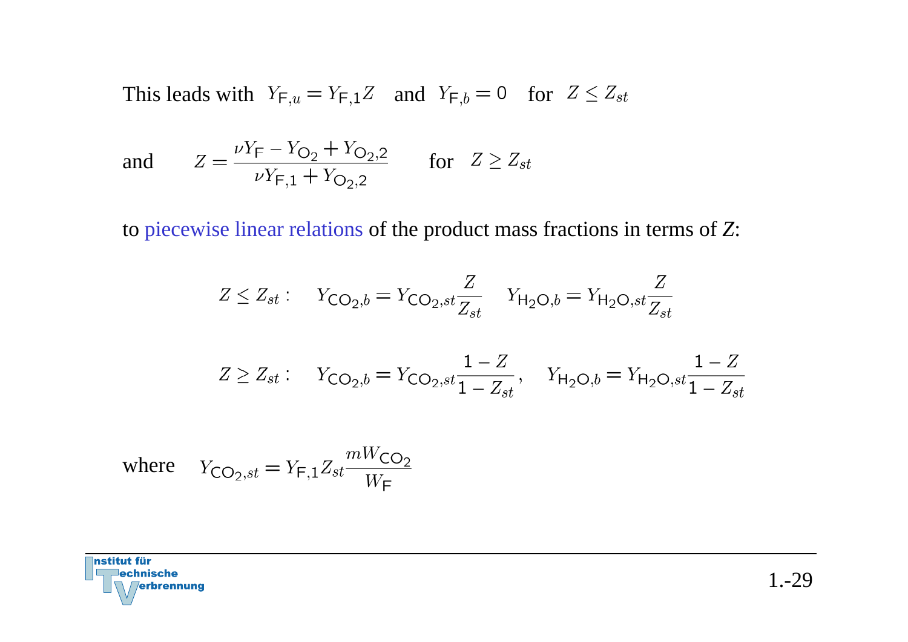This leads with $Y_{\mathsf{F},u} = Y_{\mathsf{F},1} Z$ and $Y_{\mathsf{F},b} = 0$ for $Z \leq Z_{st}$

and $$Z = \frac{\nu Y_{\mathsf{F}} - Y_{\mathsf{O}_2} + Y_{\mathsf{O}_2,2}}{\nu Y_{\mathsf{F},1} + Y_{\mathsf{O}_2,2}} \qquad \text{for} \quad Z \geq Z_{st}$$

to piecewise linear relations of the product mass fractions in terms of $Z$:

$$Z \leq Z_{st}: \quad Y_{\mathsf{CO}_2,b} = Y_{\mathsf{CO}_2,st} \frac{Z}{Z_{st}} \quad Y_{\mathsf{H}_2\mathsf{O},b} = Y_{\mathsf{H}_2\mathsf{O},st} \frac{Z}{Z_{st}}$$

$$Z \geq Z_{st}: \quad Y_{\mathsf{CO}_2,b} = Y_{\mathsf{CO}_2,st} \frac{1 - Z}{1 - Z_{st}}, \quad Y_{\mathsf{H}_2\mathsf{O},b} = Y_{\mathsf{H}_2\mathsf{O},st} \frac{1 - Z}{1 - Z_{st}}$$

where $$Y_{\mathsf{CO}_2,st} = Y_{\mathsf{F},1} Z_{st} \frac{m W_{\mathsf{CO}_2}}{W_{\mathsf{F}}}$$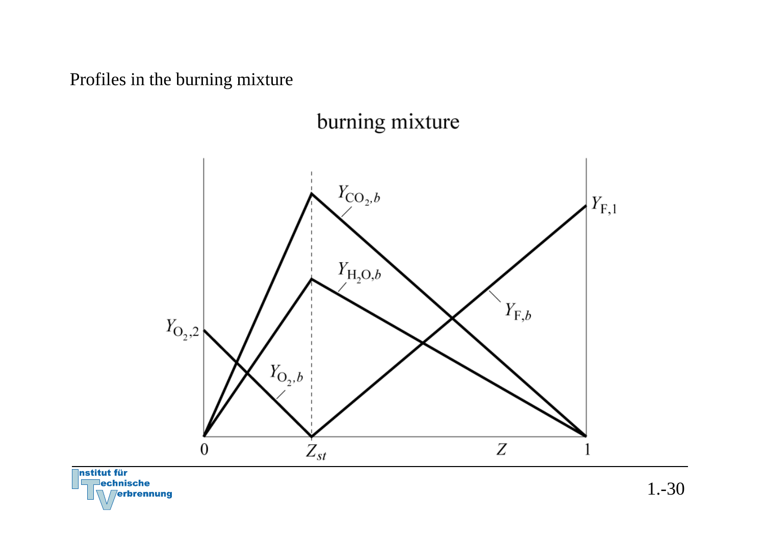Profiles in the burning mixture

burning mixture

$Y_{CO_2,b}$

$Y_{F,1}$

$Y_{H_2O,b}$

$Y_{F,b}$

$Y_{O_2,2}$

$Y_{O_2,b}$

0 $Z_{st}$ $Z$ 1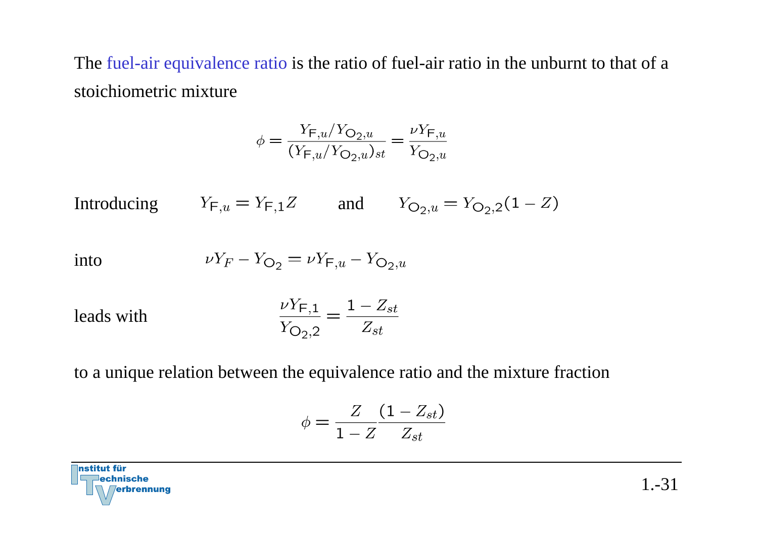The fuel-air equivalence ratio is the ratio of fuel-air ratio in the unburnt to that of a stoichiometric mixture

$$\phi = \frac{Y_{\mathsf{F},u}/Y_{\mathsf{O}_2,u}}{(Y_{\mathsf{F},u}/Y_{\mathsf{O}_2,u})_{st}} = \frac{\nu Y_{\mathsf{F},u}}{Y_{\mathsf{O}_2,u}}$$

Introducing $\quad Y_{\mathsf{F},u} = Y_{\mathsf{F},1} Z \quad$ and $\quad Y_{\mathsf{O}_2,u} = Y_{\mathsf{O}_2,2}(1 - Z)$

into $\quad \nu Y_F - Y_{\mathsf{O}_2} = \nu Y_{\mathsf{F},u} - Y_{\mathsf{O}_2,u}$

leads with

$$\frac{\nu Y_{\mathsf{F},1}}{Y_{\mathsf{O}_2,2}} = \frac{1 - Z_{st}}{Z_{st}}$$

to a unique relation between the equivalence ratio and the mixture fraction

$$\phi = \frac{Z}{1 - Z} \frac{(1 - Z_{st})}{Z_{st}}$$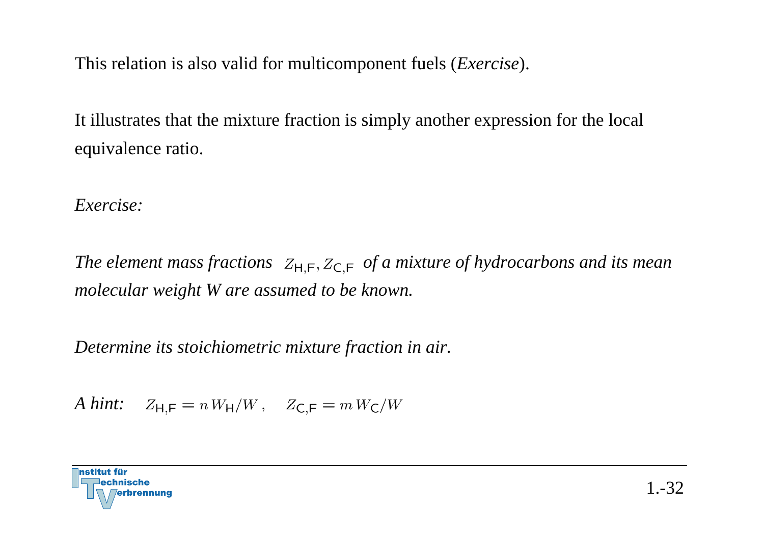This relation is also valid for multicomponent fuels (*Exercise*).

It illustrates that the mixture fraction is simply another expression for the local equivalence ratio.

*Exercise:*

*The element mass fractions* $Z_{\mathsf{H,F}}, Z_{\mathsf{C,F}}$ *of a mixture of hydrocarbons and its mean molecular weight W are assumed to be known.*

*Determine its stoichiometric mixture fraction in air.*

*A hint:* $\quad Z_{\mathsf{H,F}} = n\, W_{\mathsf{H}}/W\,, \quad Z_{\mathsf{C,F}} = m\, W_{\mathsf{C}}/W$